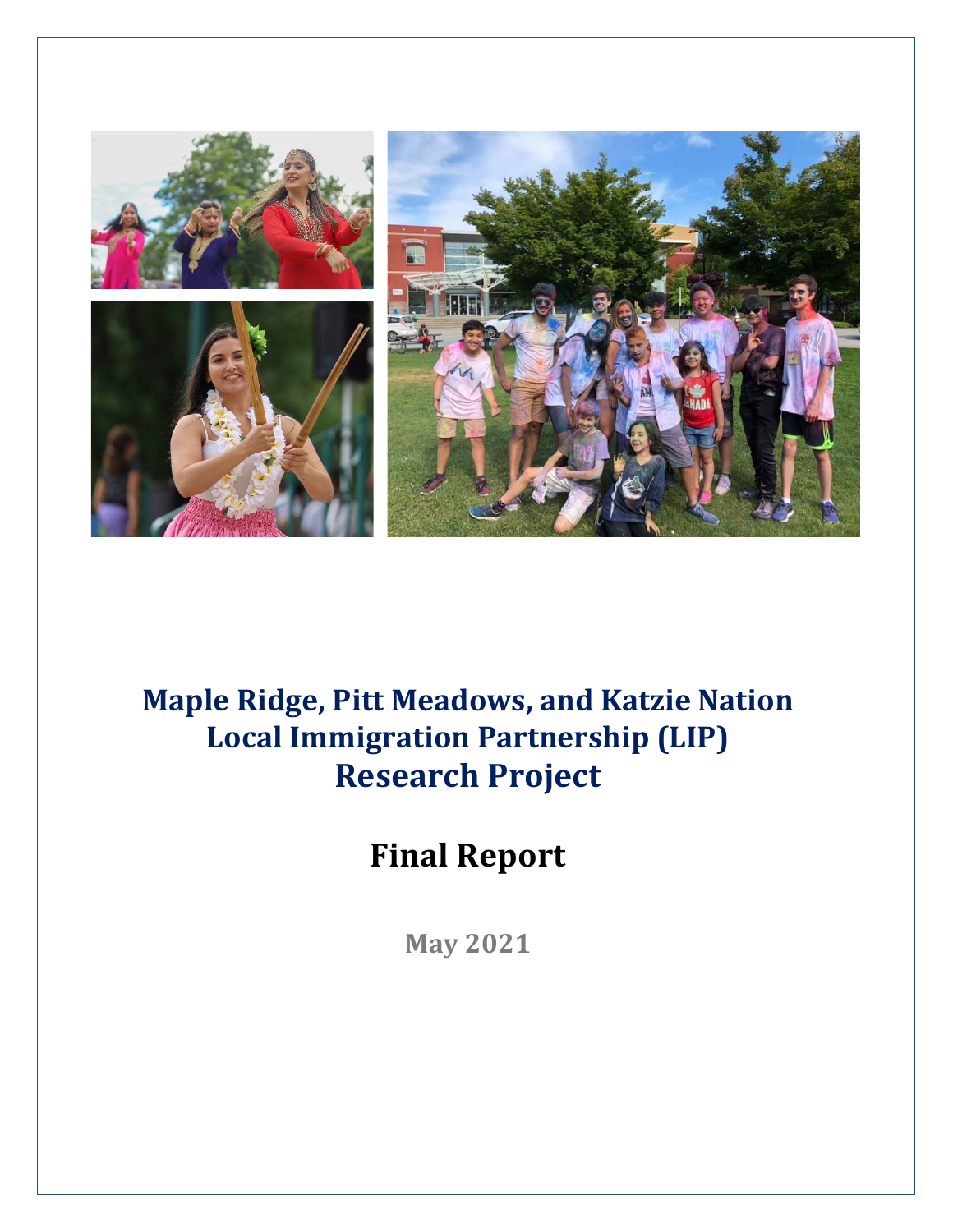# Maple Ridge, Pitt Meadows, and Katzie Nation Local Immigration Partnership (LIP) Research Project

## Final Report

**May 2021**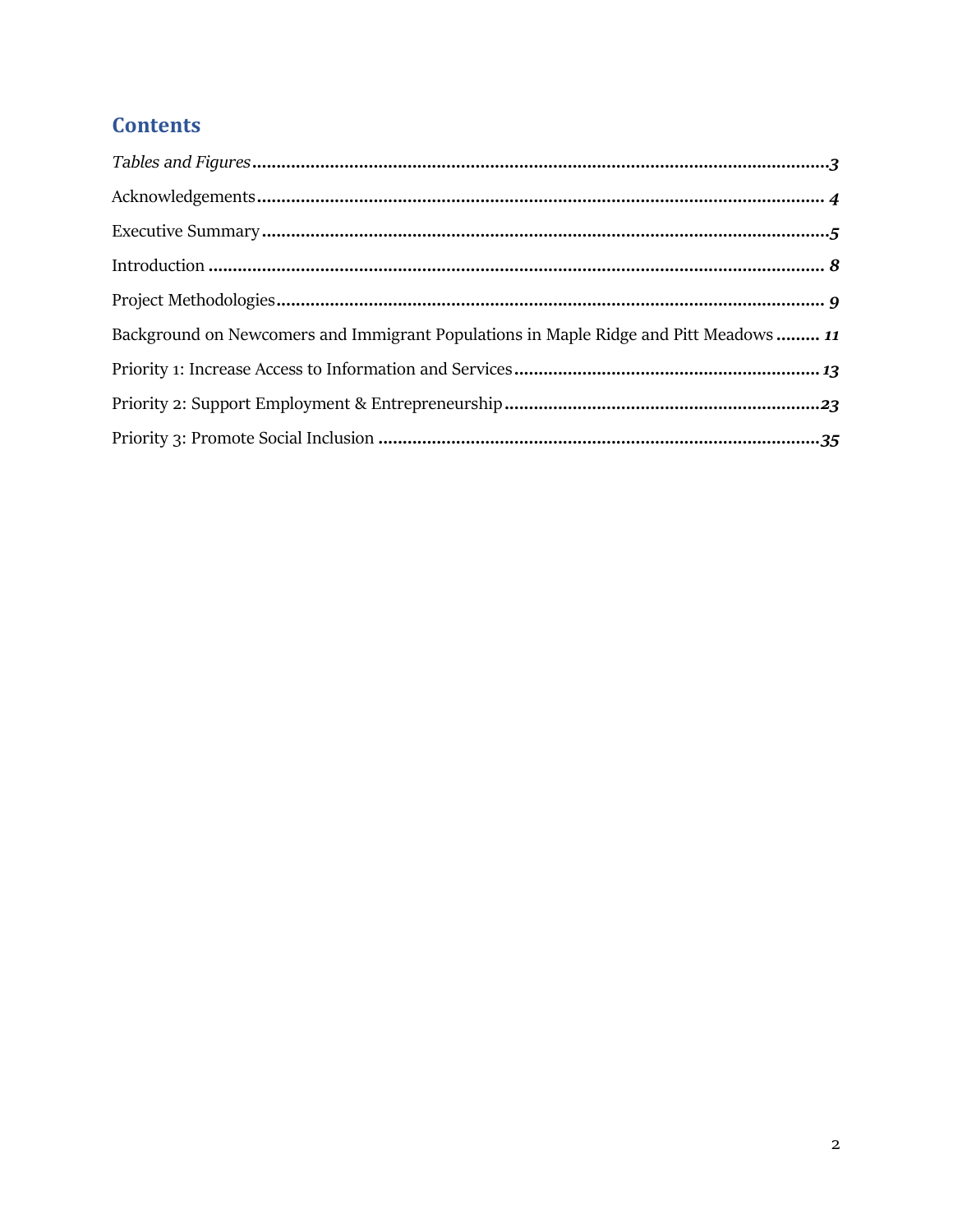## Contents

*Tables and Figures* ........................................................................................................ 3

Acknowledgements ........................................................................................................ 4

Executive Summary ........................................................................................................ 5

Introduction ........................................................................................................ 8

Project Methodologies ........................................................................................................ 9

Background on Newcomers and Immigrant Populations in Maple Ridge and Pitt Meadows ......... 11

Priority 1: Increase Access to Information and Services ........................................................ 13

Priority 2: Support Employment & Entrepreneurship ........................................................ 23

Priority 3: Promote Social Inclusion ........................................................................................ 35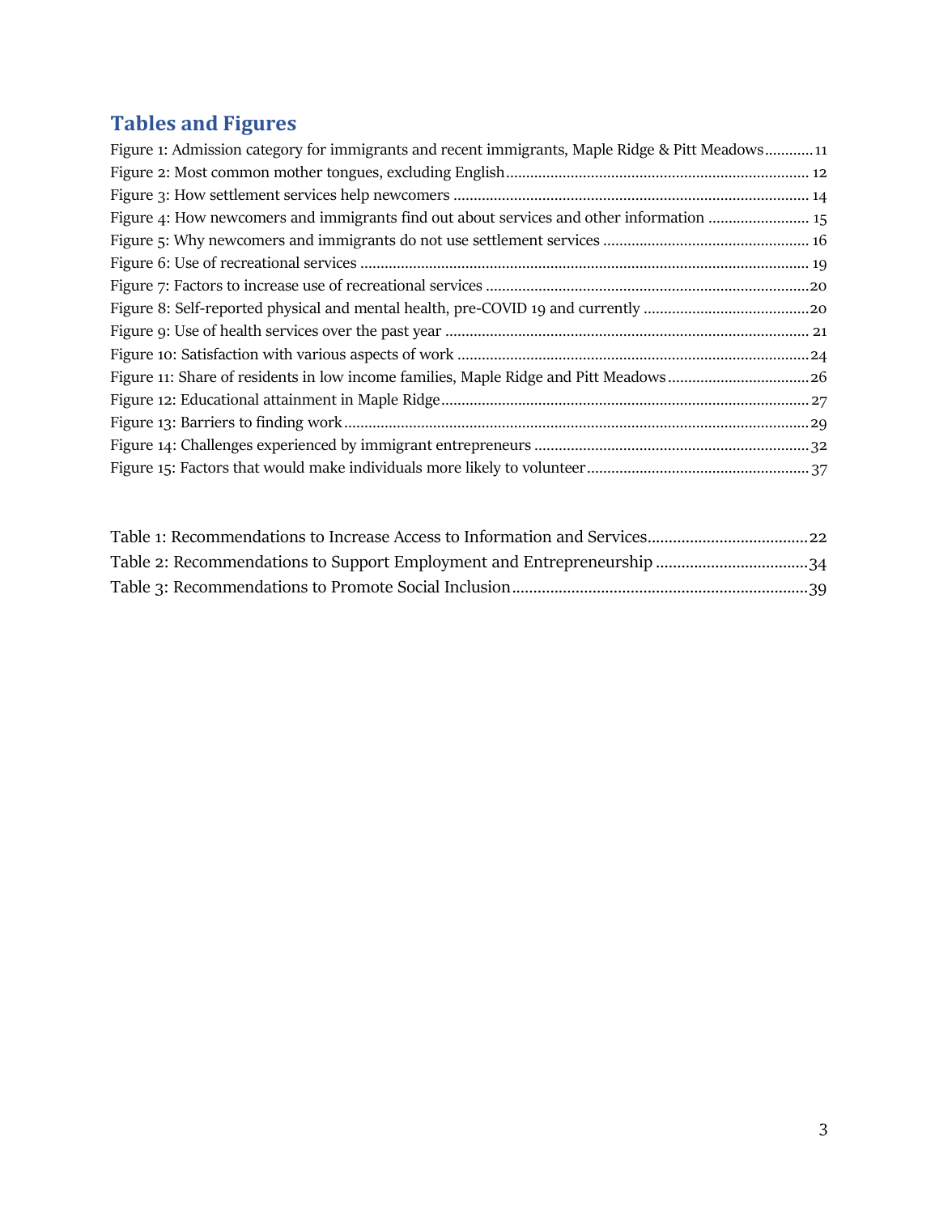## Tables and Figures

Figure 1: Admission category for immigrants and recent immigrants, Maple Ridge & Pitt Meadows ........... 11
Figure 2: Most common mother tongues, excluding English ........................................................................ 12
Figure 3: How settlement services help newcomers ..................................................................................... 14
Figure 4: How newcomers and immigrants find out about services and other information ......................... 15
Figure 5: Why newcomers and immigrants do not use settlement services .................................................. 16
Figure 6: Use of recreational services ............................................................................................................ 19
Figure 7: Factors to increase use of recreational services ............................................................................. 20
Figure 8: Self-reported physical and mental health, pre-COVID 19 and currently ........................................ 20
Figure 9: Use of health services over the past year ....................................................................................... 21
Figure 10: Satisfaction with various aspects of work ..................................................................................... 24
Figure 11: Share of residents in low income families, Maple Ridge and Pitt Meadows ................................. 26
Figure 12: Educational attainment in Maple Ridge ........................................................................................ 27
Figure 13: Barriers to finding work ................................................................................................................. 29
Figure 14: Challenges experienced by immigrant entrepreneurs .................................................................. 32
Figure 15: Factors that would make individuals more likely to volunteer ..................................................... 37

Table 1: Recommendations to Increase Access to Information and Services ..................................... 22
Table 2: Recommendations to Support Employment and Entrepreneurship ................................... 34
Table 3: Recommendations to Promote Social Inclusion ..................................................................... 39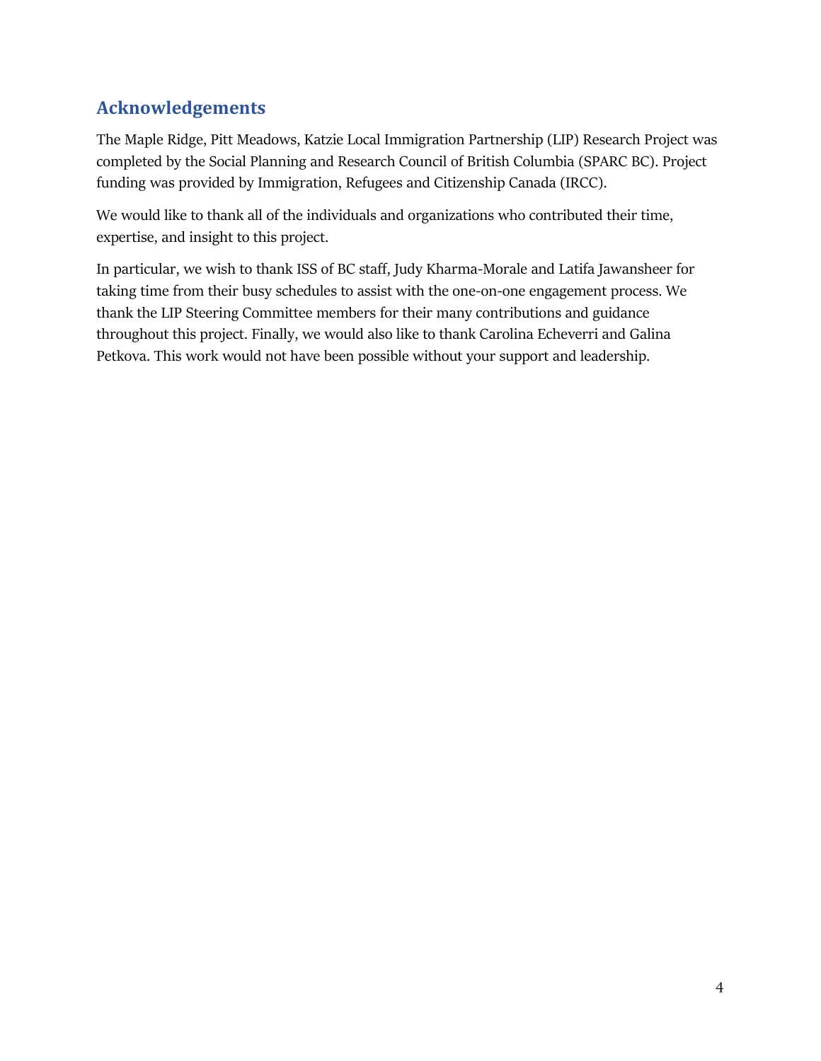## Acknowledgements

The Maple Ridge, Pitt Meadows, Katzie Local Immigration Partnership (LIP) Research Project was completed by the Social Planning and Research Council of British Columbia (SPARC BC). Project funding was provided by Immigration, Refugees and Citizenship Canada (IRCC).

We would like to thank all of the individuals and organizations who contributed their time, expertise, and insight to this project.

In particular, we wish to thank ISS of BC staff, Judy Kharma-Morale and Latifa Jawansheer for taking time from their busy schedules to assist with the one-on-one engagement process. We thank the LIP Steering Committee members for their many contributions and guidance throughout this project. Finally, we would also like to thank Carolina Echeverri and Galina Petkova. This work would not have been possible without your support and leadership.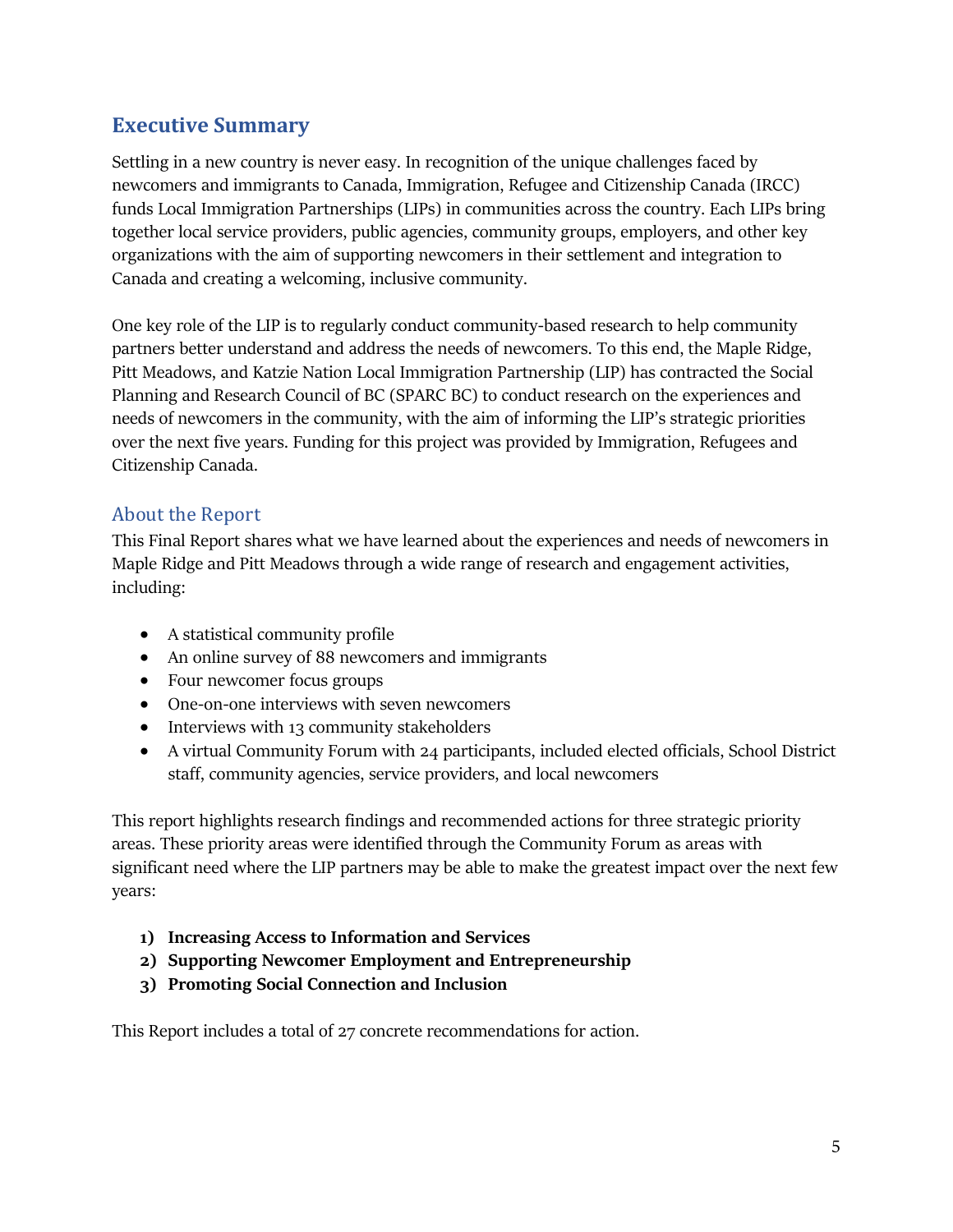## Executive Summary

Settling in a new country is never easy. In recognition of the unique challenges faced by newcomers and immigrants to Canada, Immigration, Refugee and Citizenship Canada (IRCC) funds Local Immigration Partnerships (LIPs) in communities across the country. Each LIPs bring together local service providers, public agencies, community groups, employers, and other key organizations with the aim of supporting newcomers in their settlement and integration to Canada and creating a welcoming, inclusive community.

One key role of the LIP is to regularly conduct community-based research to help community partners better understand and address the needs of newcomers. To this end, the Maple Ridge, Pitt Meadows, and Katzie Nation Local Immigration Partnership (LIP) has contracted the Social Planning and Research Council of BC (SPARC BC) to conduct research on the experiences and needs of newcomers in the community, with the aim of informing the LIP's strategic priorities over the next five years. Funding for this project was provided by Immigration, Refugees and Citizenship Canada.

### About the Report

This Final Report shares what we have learned about the experiences and needs of newcomers in Maple Ridge and Pitt Meadows through a wide range of research and engagement activities, including:

- A statistical community profile
- An online survey of 88 newcomers and immigrants
- Four newcomer focus groups
- One-on-one interviews with seven newcomers
- Interviews with 13 community stakeholders
- A virtual Community Forum with 24 participants, included elected officials, School District staff, community agencies, service providers, and local newcomers

This report highlights research findings and recommended actions for three strategic priority areas. These priority areas were identified through the Community Forum as areas with significant need where the LIP partners may be able to make the greatest impact over the next few years:

1) **Increasing Access to Information and Services**
2) **Supporting Newcomer Employment and Entrepreneurship**
3) **Promoting Social Connection and Inclusion**

This Report includes a total of 27 concrete recommendations for action.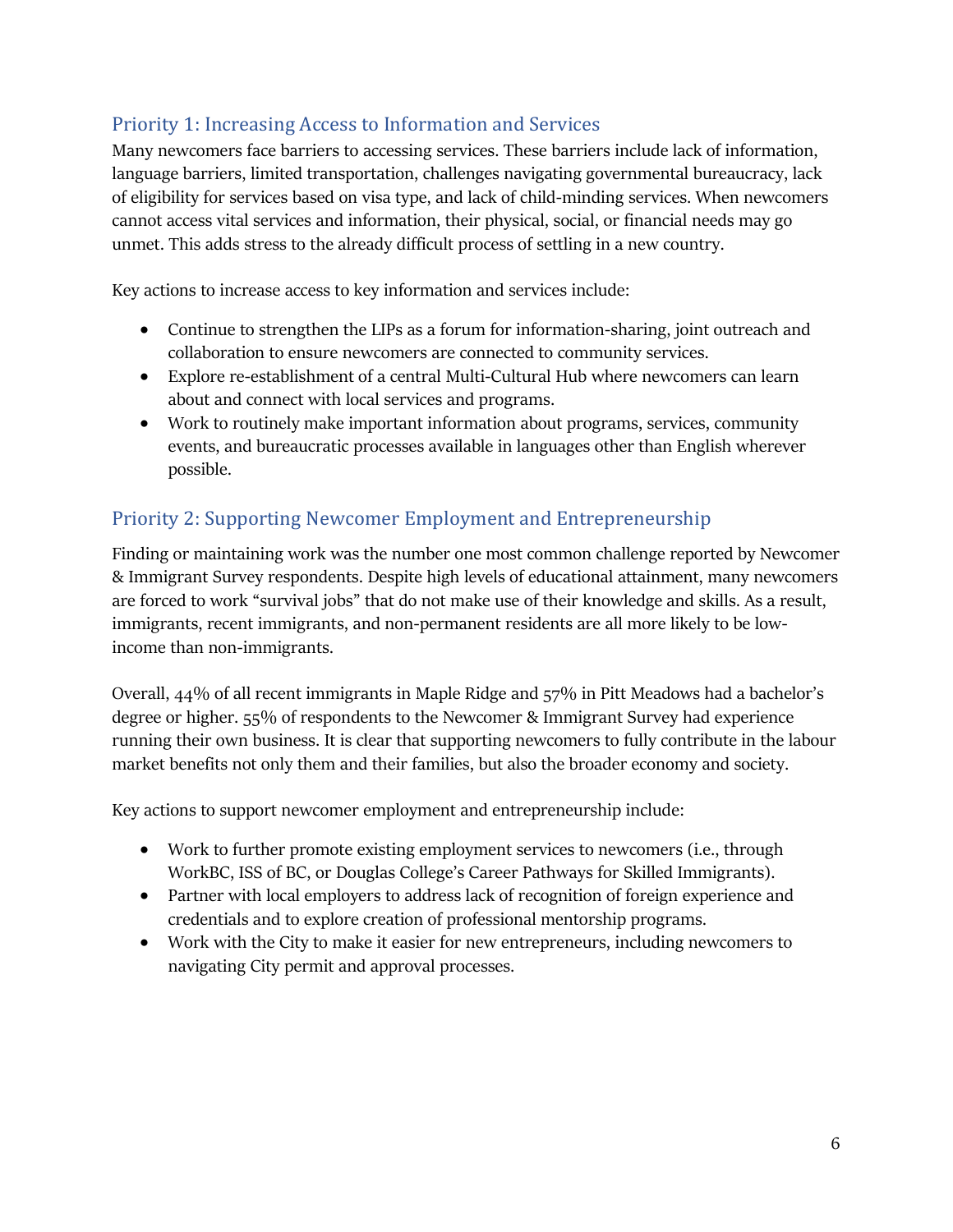## Priority 1: Increasing Access to Information and Services

Many newcomers face barriers to accessing services. These barriers include lack of information, language barriers, limited transportation, challenges navigating governmental bureaucracy, lack of eligibility for services based on visa type, and lack of child-minding services. When newcomers cannot access vital services and information, their physical, social, or financial needs may go unmet. This adds stress to the already difficult process of settling in a new country.

Key actions to increase access to key information and services include:

- Continue to strengthen the LIPs as a forum for information-sharing, joint outreach and collaboration to ensure newcomers are connected to community services.
- Explore re-establishment of a central Multi-Cultural Hub where newcomers can learn about and connect with local services and programs.
- Work to routinely make important information about programs, services, community events, and bureaucratic processes available in languages other than English wherever possible.

## Priority 2: Supporting Newcomer Employment and Entrepreneurship

Finding or maintaining work was the number one most common challenge reported by Newcomer & Immigrant Survey respondents. Despite high levels of educational attainment, many newcomers are forced to work “survival jobs” that do not make use of their knowledge and skills. As a result, immigrants, recent immigrants, and non-permanent residents are all more likely to be low-income than non-immigrants.

Overall, 44% of all recent immigrants in Maple Ridge and 57% in Pitt Meadows had a bachelor’s degree or higher. 55% of respondents to the Newcomer & Immigrant Survey had experience running their own business. It is clear that supporting newcomers to fully contribute in the labour market benefits not only them and their families, but also the broader economy and society.

Key actions to support newcomer employment and entrepreneurship include:

- Work to further promote existing employment services to newcomers (i.e., through WorkBC, ISS of BC, or Douglas College’s Career Pathways for Skilled Immigrants).
- Partner with local employers to address lack of recognition of foreign experience and credentials and to explore creation of professional mentorship programs.
- Work with the City to make it easier for new entrepreneurs, including newcomers to navigating City permit and approval processes.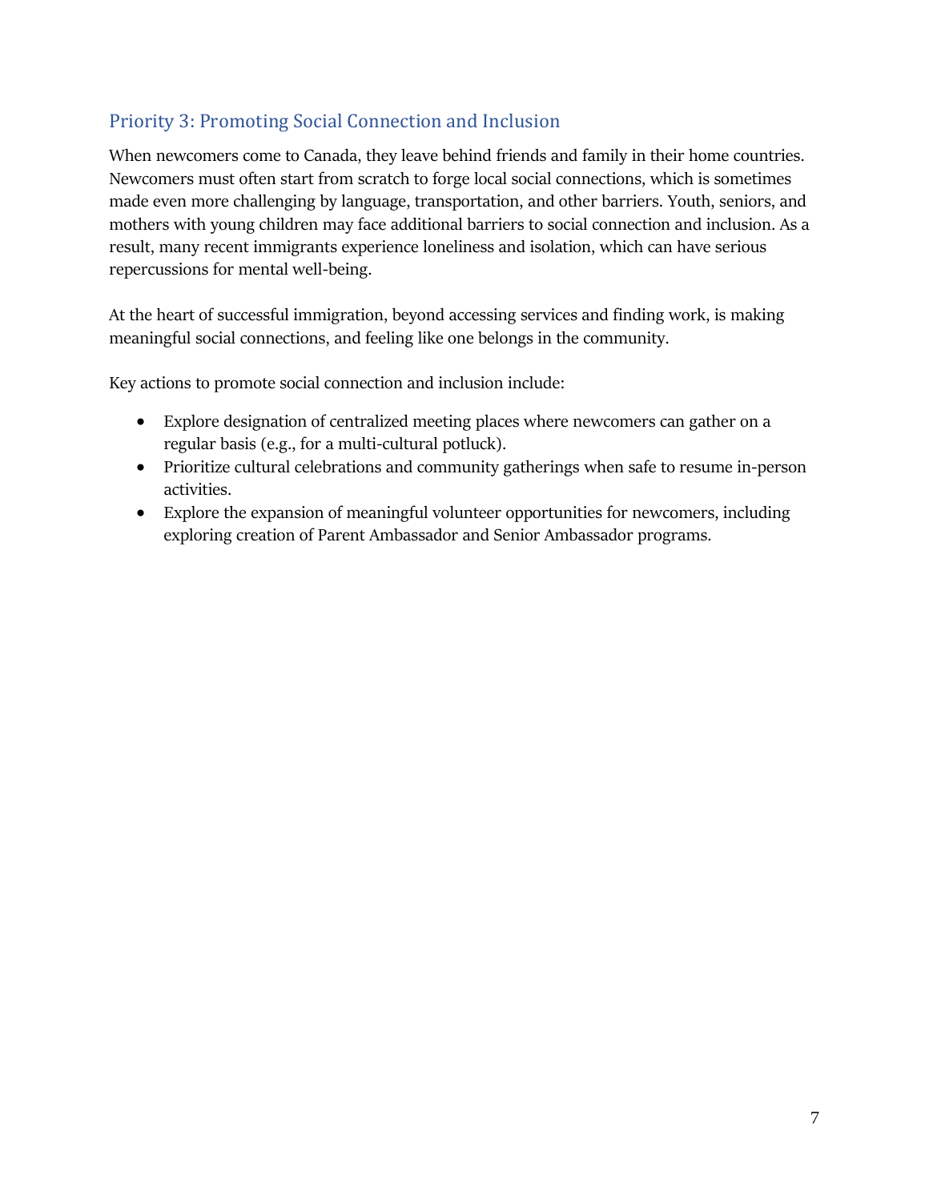## Priority 3: Promoting Social Connection and Inclusion

When newcomers come to Canada, they leave behind friends and family in their home countries. Newcomers must often start from scratch to forge local social connections, which is sometimes made even more challenging by language, transportation, and other barriers. Youth, seniors, and mothers with young children may face additional barriers to social connection and inclusion. As a result, many recent immigrants experience loneliness and isolation, which can have serious repercussions for mental well-being.

At the heart of successful immigration, beyond accessing services and finding work, is making meaningful social connections, and feeling like one belongs in the community.

Key actions to promote social connection and inclusion include:

- Explore designation of centralized meeting places where newcomers can gather on a regular basis (e.g., for a multi-cultural potluck).
- Prioritize cultural celebrations and community gatherings when safe to resume in-person activities.
- Explore the expansion of meaningful volunteer opportunities for newcomers, including exploring creation of Parent Ambassador and Senior Ambassador programs.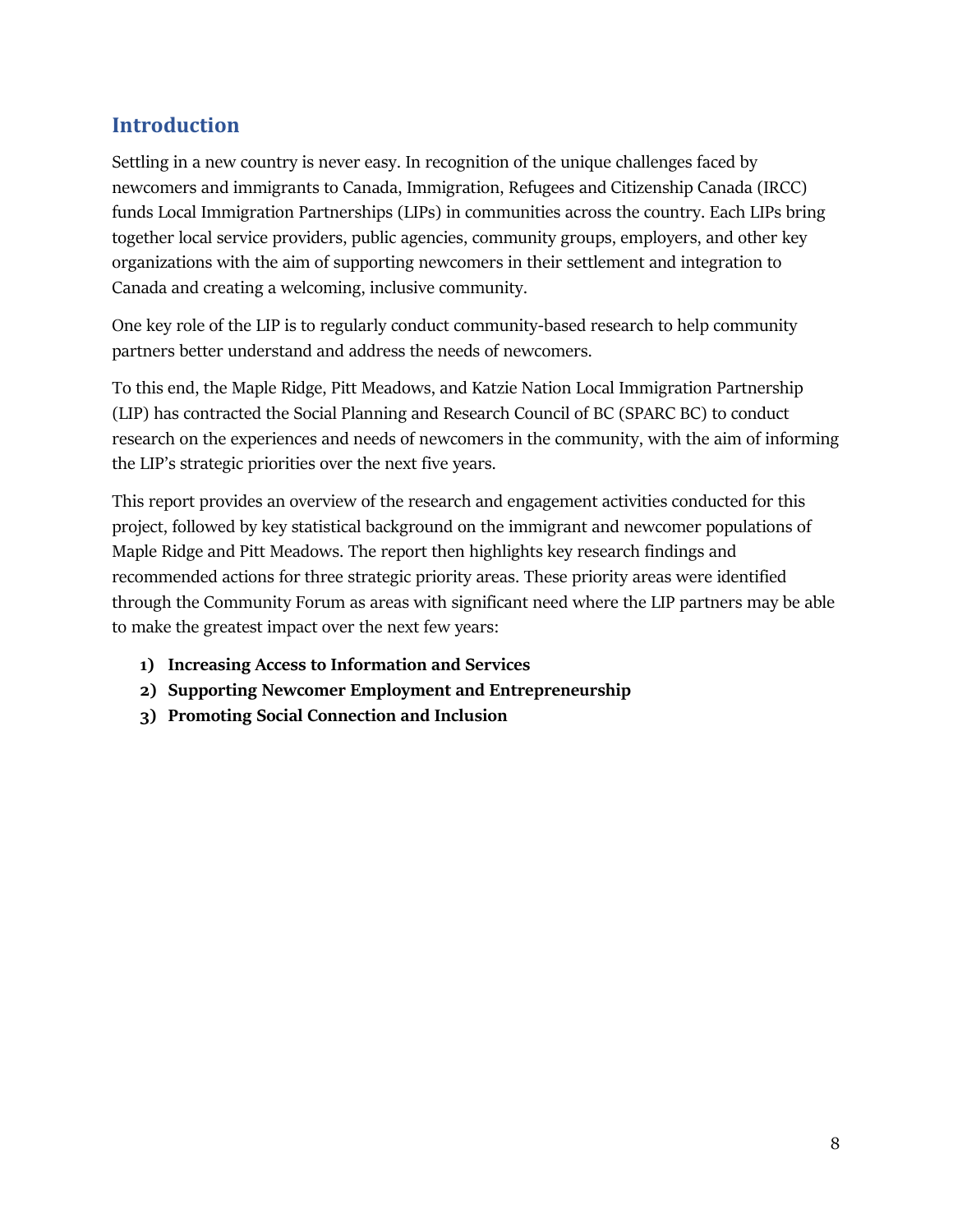## Introduction

Settling in a new country is never easy. In recognition of the unique challenges faced by newcomers and immigrants to Canada, Immigration, Refugees and Citizenship Canada (IRCC) funds Local Immigration Partnerships (LIPs) in communities across the country. Each LIPs bring together local service providers, public agencies, community groups, employers, and other key organizations with the aim of supporting newcomers in their settlement and integration to Canada and creating a welcoming, inclusive community.

One key role of the LIP is to regularly conduct community-based research to help community partners better understand and address the needs of newcomers.

To this end, the Maple Ridge, Pitt Meadows, and Katzie Nation Local Immigration Partnership (LIP) has contracted the Social Planning and Research Council of BC (SPARC BC) to conduct research on the experiences and needs of newcomers in the community, with the aim of informing the LIP's strategic priorities over the next five years.

This report provides an overview of the research and engagement activities conducted for this project, followed by key statistical background on the immigrant and newcomer populations of Maple Ridge and Pitt Meadows. The report then highlights key research findings and recommended actions for three strategic priority areas. These priority areas were identified through the Community Forum as areas with significant need where the LIP partners may be able to make the greatest impact over the next few years:

1) **Increasing Access to Information and Services**
2) **Supporting Newcomer Employment and Entrepreneurship**
3) **Promoting Social Connection and Inclusion**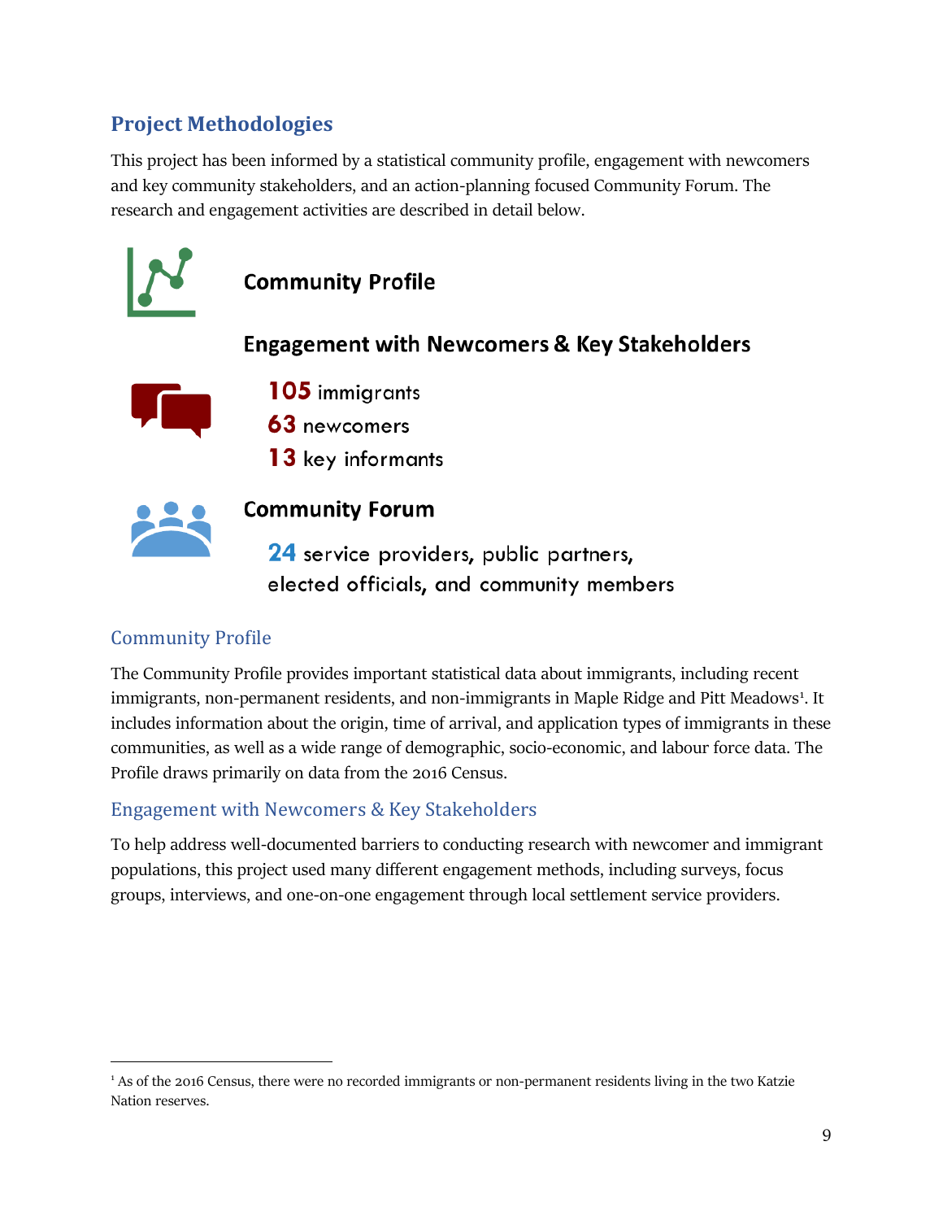## Project Methodologies

This project has been informed by a statistical community profile, engagement with newcomers and key community stakeholders, and an action-planning focused Community Forum. The research and engagement activities are described in detail below.

**Community Profile**

**Engagement with Newcomers & Key Stakeholders**

**105** immigrants
**63** newcomers
**13** key informants

**Community Forum**

**24** service providers, public partners, elected officials, and community members

### Community Profile

The Community Profile provides important statistical data about immigrants, including recent immigrants, non-permanent residents, and non-immigrants in Maple Ridge and Pitt Meadows[1]. It includes information about the origin, time of arrival, and application types of immigrants in these communities, as well as a wide range of demographic, socio-economic, and labour force data. The Profile draws primarily on data from the 2016 Census.

### Engagement with Newcomers & Key Stakeholders

To help address well-documented barriers to conducting research with newcomer and immigrant populations, this project used many different engagement methods, including surveys, focus groups, interviews, and one-on-one engagement through local settlement service providers.

[1] As of the 2016 Census, there were no recorded immigrants or non-permanent residents living in the two Katzie Nation reserves.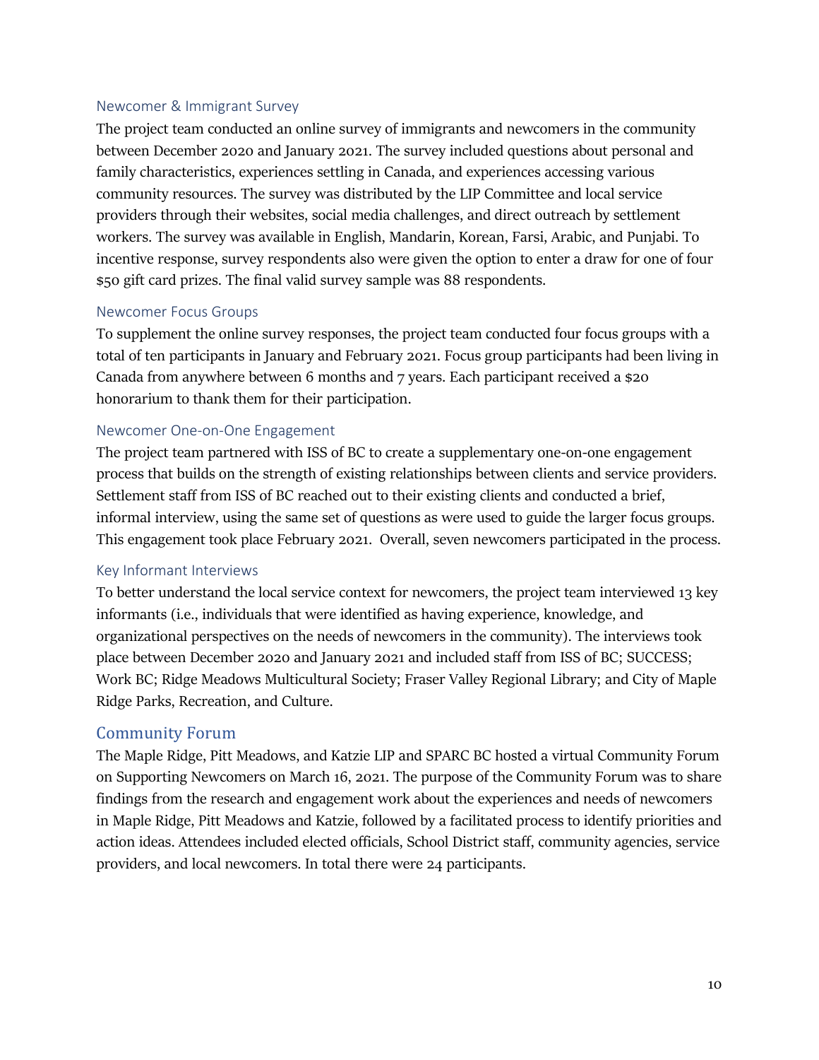### Newcomer & Immigrant Survey

The project team conducted an online survey of immigrants and newcomers in the community between December 2020 and January 2021. The survey included questions about personal and family characteristics, experiences settling in Canada, and experiences accessing various community resources. The survey was distributed by the LIP Committee and local service providers through their websites, social media challenges, and direct outreach by settlement workers. The survey was available in English, Mandarin, Korean, Farsi, Arabic, and Punjabi. To incentive response, survey respondents also were given the option to enter a draw for one of four $50 gift card prizes. The final valid survey sample was 88 respondents.

### Newcomer Focus Groups

To supplement the online survey responses, the project team conducted four focus groups with a total of ten participants in January and February 2021. Focus group participants had been living in Canada from anywhere between 6 months and 7 years. Each participant received a $20 honorarium to thank them for their participation.

### Newcomer One-on-One Engagement

The project team partnered with ISS of BC to create a supplementary one-on-one engagement process that builds on the strength of existing relationships between clients and service providers. Settlement staff from ISS of BC reached out to their existing clients and conducted a brief, informal interview, using the same set of questions as were used to guide the larger focus groups. This engagement took place February 2021. Overall, seven newcomers participated in the process.

### Key Informant Interviews

To better understand the local service context for newcomers, the project team interviewed 13 key informants (i.e., individuals that were identified as having experience, knowledge, and organizational perspectives on the needs of newcomers in the community). The interviews took place between December 2020 and January 2021 and included staff from ISS of BC; SUCCESS; Work BC; Ridge Meadows Multicultural Society; Fraser Valley Regional Library; and City of Maple Ridge Parks, Recreation, and Culture.

## Community Forum

The Maple Ridge, Pitt Meadows, and Katzie LIP and SPARC BC hosted a virtual Community Forum on Supporting Newcomers on March 16, 2021. The purpose of the Community Forum was to share findings from the research and engagement work about the experiences and needs of newcomers in Maple Ridge, Pitt Meadows and Katzie, followed by a facilitated process to identify priorities and action ideas. Attendees included elected officials, School District staff, community agencies, service providers, and local newcomers. In total there were 24 participants.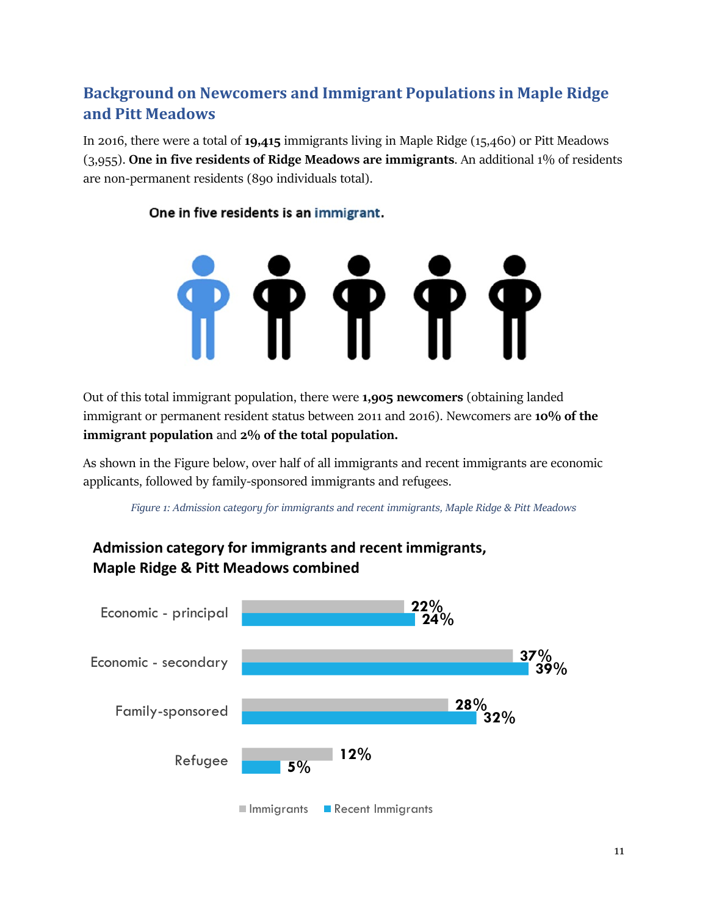## Background on Newcomers and Immigrant Populations in Maple Ridge and Pitt Meadows

In 2016, there were a total of **19,415** immigrants living in Maple Ridge (15,460) or Pitt Meadows (3,955). **One in five residents of Ridge Meadows are immigrants**. An additional 1% of residents are non-permanent residents (890 individuals total).

One in five residents is an immigrant.

Out of this total immigrant population, there were **1,905 newcomers** (obtaining landed immigrant or permanent resident status between 2011 and 2016). Newcomers are **10% of the immigrant population** and **2% of the total population.**

As shown in the Figure below, over half of all immigrants and recent immigrants are economic applicants, followed by family-sponsored immigrants and refugees.

*Figure 1: Admission category for immigrants and recent immigrants, Maple Ridge & Pitt Meadows*

**Admission category for immigrants and recent immigrants, Maple Ridge & Pitt Meadows combined**

| Admission category | Immigrants | Recent Immigrants |
|---|---|---|
| Economic - principal | 22% | 24% |
| Economic - secondary | 37% | 39% |
| Family-sponsored | 28% | 32% |
| Refugee | 12% | 5% |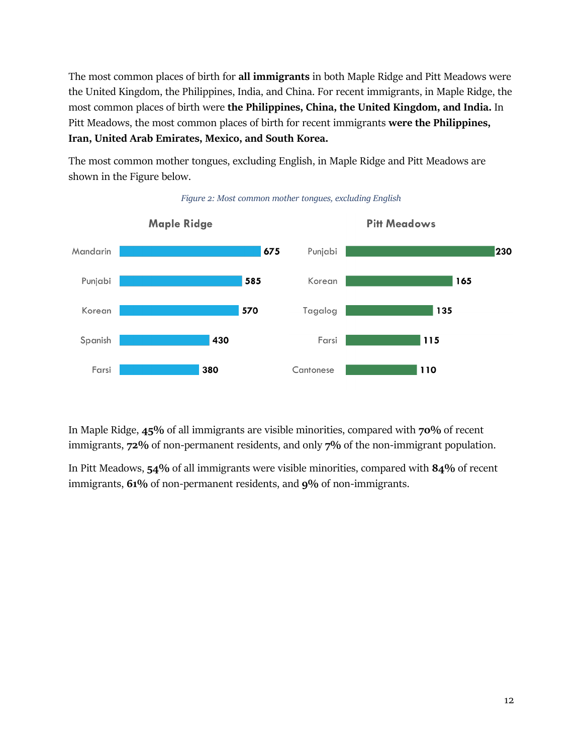The most common places of birth for **all immigrants** in both Maple Ridge and Pitt Meadows were the United Kingdom, the Philippines, India, and China. For recent immigrants, in Maple Ridge, the most common places of birth were **the Philippines, China, the United Kingdom, and India.** In Pitt Meadows, the most common places of birth for recent immigrants **were the Philippines, Iran, United Arab Emirates, Mexico, and South Korea.**

The most common mother tongues, excluding English, in Maple Ridge and Pitt Meadows are shown in the Figure below.

*Figure 2: Most common mother tongues, excluding English*

| Maple Ridge | | Pitt Meadows | |
|---|---|---|---|
| Mandarin | 675 | Punjabi | 230 |
| Punjabi | 585 | Korean | 165 |
| Korean | 570 | Tagalog | 135 |
| Spanish | 430 | Farsi | 115 |
| Farsi | 380 | Cantonese | 110 |

In Maple Ridge, **45%** of all immigrants are visible minorities, compared with **70%** of recent immigrants, **72%** of non-permanent residents, and only **7%** of the non-immigrant population.

In Pitt Meadows, **54%** of all immigrants were visible minorities, compared with **84%** of recent immigrants, **61%** of non-permanent residents, and **9%** of non-immigrants.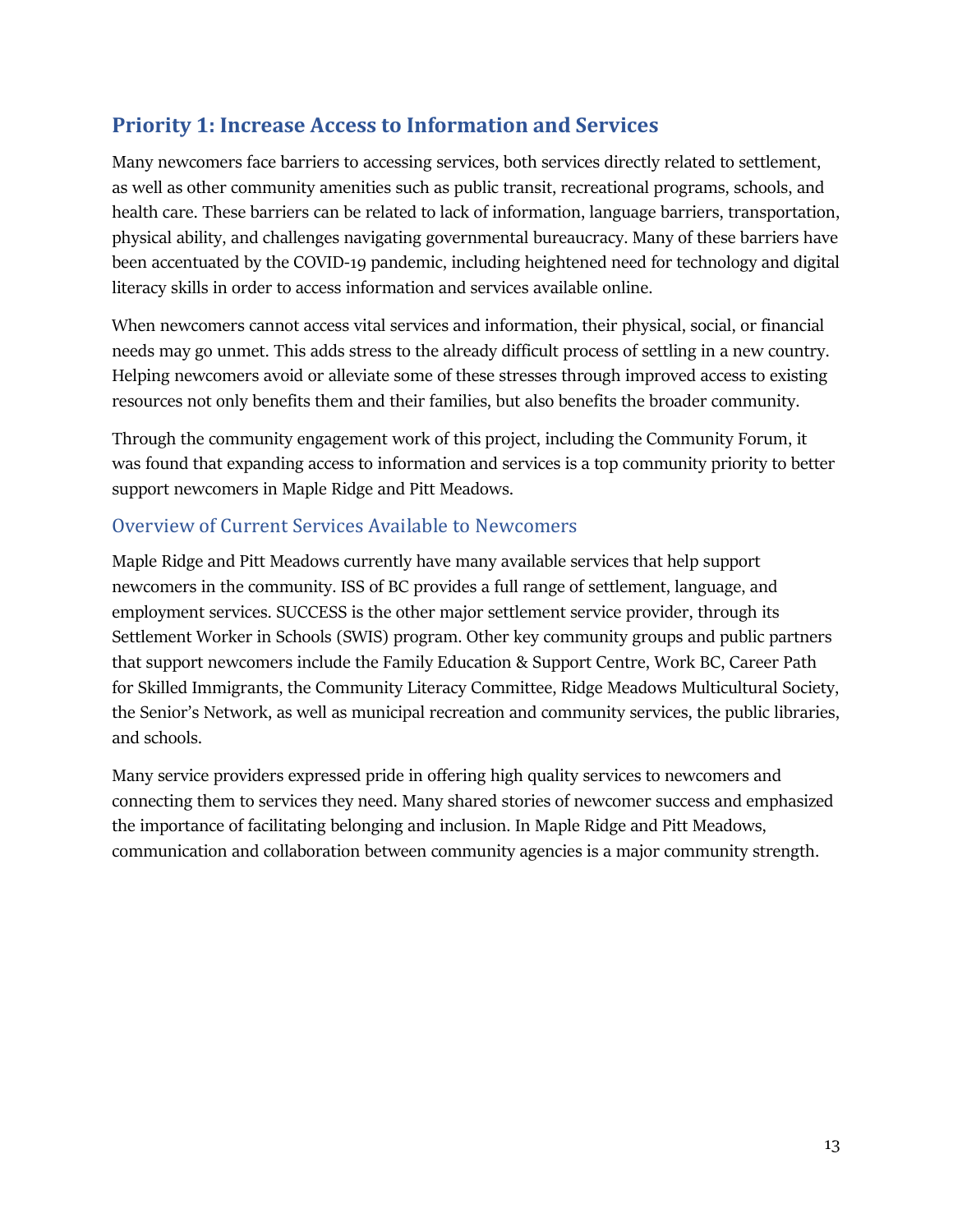## Priority 1: Increase Access to Information and Services

Many newcomers face barriers to accessing services, both services directly related to settlement, as well as other community amenities such as public transit, recreational programs, schools, and health care. These barriers can be related to lack of information, language barriers, transportation, physical ability, and challenges navigating governmental bureaucracy. Many of these barriers have been accentuated by the COVID-19 pandemic, including heightened need for technology and digital literacy skills in order to access information and services available online.

When newcomers cannot access vital services and information, their physical, social, or financial needs may go unmet. This adds stress to the already difficult process of settling in a new country. Helping newcomers avoid or alleviate some of these stresses through improved access to existing resources not only benefits them and their families, but also benefits the broader community.

Through the community engagement work of this project, including the Community Forum, it was found that expanding access to information and services is a top community priority to better support newcomers in Maple Ridge and Pitt Meadows.

### Overview of Current Services Available to Newcomers

Maple Ridge and Pitt Meadows currently have many available services that help support newcomers in the community. ISS of BC provides a full range of settlement, language, and employment services. SUCCESS is the other major settlement service provider, through its Settlement Worker in Schools (SWIS) program. Other key community groups and public partners that support newcomers include the Family Education & Support Centre, Work BC, Career Path for Skilled Immigrants, the Community Literacy Committee, Ridge Meadows Multicultural Society, the Senior's Network, as well as municipal recreation and community services, the public libraries, and schools.

Many service providers expressed pride in offering high quality services to newcomers and connecting them to services they need. Many shared stories of newcomer success and emphasized the importance of facilitating belonging and inclusion. In Maple Ridge and Pitt Meadows, communication and collaboration between community agencies is a major community strength.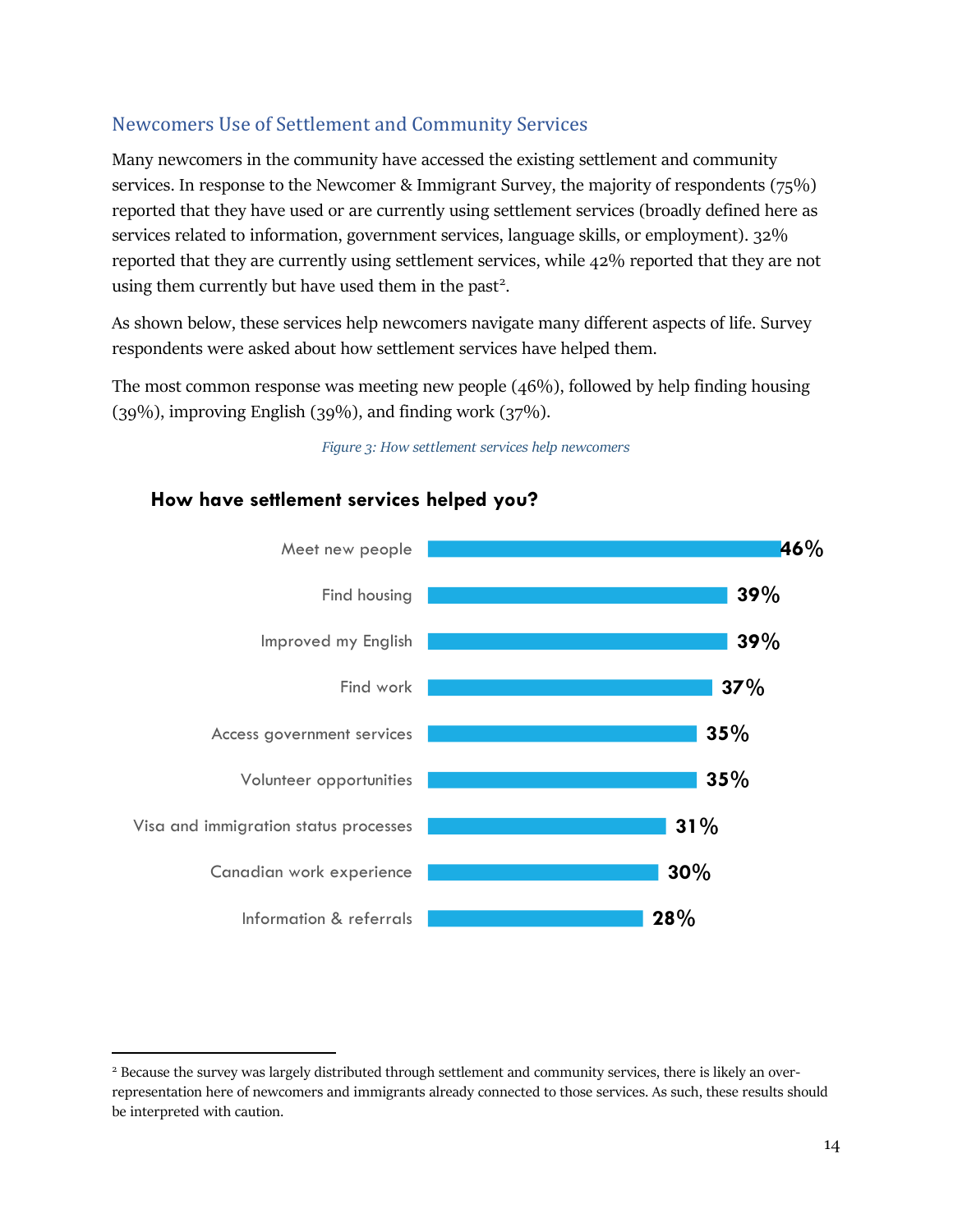## Newcomers Use of Settlement and Community Services

Many newcomers in the community have accessed the existing settlement and community services. In response to the Newcomer & Immigrant Survey, the majority of respondents (75%) reported that they have used or are currently using settlement services (broadly defined here as services related to information, government services, language skills, or employment). 32% reported that they are currently using settlement services, while 42% reported that they are not using them currently but have used them in the past[2].

As shown below, these services help newcomers navigate many different aspects of life. Survey respondents were asked about how settlement services have helped them.

The most common response was meeting new people (46%), followed by help finding housing (39%), improving English (39%), and finding work (37%).

*Figure 3: How settlement services help newcomers*

**How have settlement services helped you?**

| Response | Percentage |
|---|---|
| Meet new people | 46% |
| Find housing | 39% |
| Improved my English | 39% |
| Find work | 37% |
| Access government services | 35% |
| Volunteer opportunities | 35% |
| Visa and immigration status processes | 31% |
| Canadian work experience | 30% |
| Information & referrals | 28% |

[2] Because the survey was largely distributed through settlement and community services, there is likely an over-representation here of newcomers and immigrants already connected to those services. As such, these results should be interpreted with caution.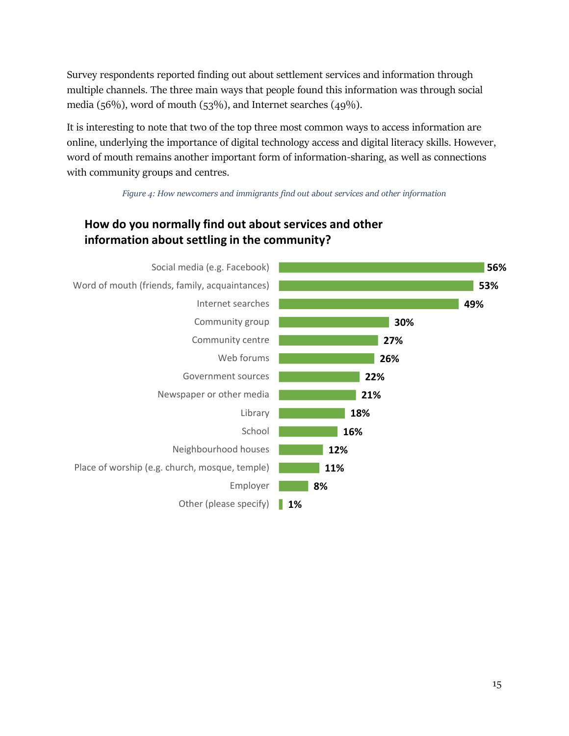Survey respondents reported finding out about settlement services and information through multiple channels. The three main ways that people found this information was through social media (56%), word of mouth (53%), and Internet searches (49%).

It is interesting to note that two of the top three most common ways to access information are online, underlying the importance of digital technology access and digital literacy skills. However, word of mouth remains another important form of information-sharing, as well as connections with community groups and centres.

*Figure 4: How newcomers and immigrants find out about services and other information*

**How do you normally find out about services and other information about settling in the community?**

| Source | Percentage |
|---|---|
| Social media (e.g. Facebook) | 56% |
| Word of mouth (friends, family, acquaintances) | 53% |
| Internet searches | 49% |
| Community group | 30% |
| Community centre | 27% |
| Web forums | 26% |
| Government sources | 22% |
| Newspaper or other media | 21% |
| Library | 18% |
| School | 16% |
| Neighbourhood houses | 12% |
| Place of worship (e.g. church, mosque, temple) | 11% |
| Employer | 8% |
| Other (please specify) | 1% |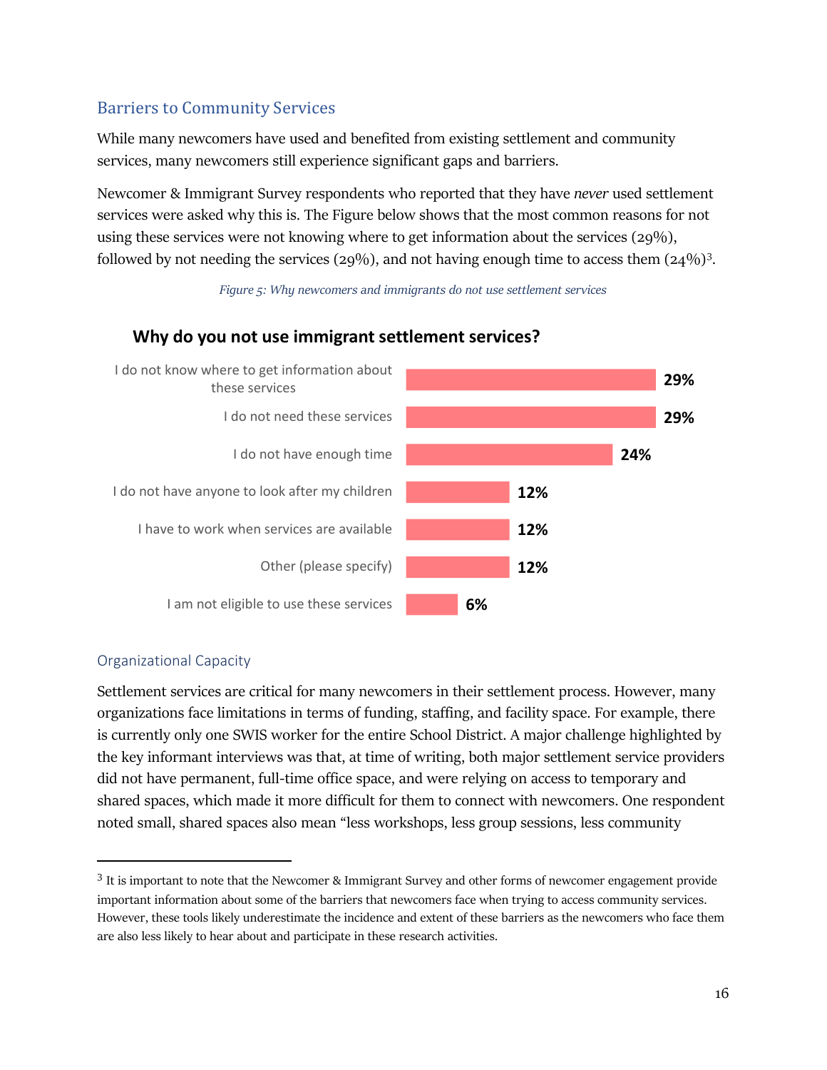## Barriers to Community Services

While many newcomers have used and benefited from existing settlement and community services, many newcomers still experience significant gaps and barriers.

Newcomer & Immigrant Survey respondents who reported that they have *never* used settlement services were asked why this is. The Figure below shows that the most common reasons for not using these services were not knowing where to get information about the services (29%), followed by not needing the services (29%), and not having enough time to access them (24%)[3].

*Figure 5: Why newcomers and immigrants do not use settlement services*

**Why do you not use immigrant settlement services?**

| Reason | Percentage |
| --- | --- |
| I do not know where to get information about these services | 29% |
| I do not need these services | 29% |
| I do not have enough time | 24% |
| I do not have anyone to look after my children | 12% |
| I have to work when services are available | 12% |
| Other (please specify) | 12% |
| I am not eligible to use these services | 6% |

### Organizational Capacity

Settlement services are critical for many newcomers in their settlement process. However, many organizations face limitations in terms of funding, staffing, and facility space. For example, there is currently only one SWIS worker for the entire School District. A major challenge highlighted by the key informant interviews was that, at time of writing, both major settlement service providers did not have permanent, full-time office space, and were relying on access to temporary and shared spaces, which made it more difficult for them to connect with newcomers. One respondent noted small, shared spaces also mean "less workshops, less group sessions, less community

---

[3] It is important to note that the Newcomer & Immigrant Survey and other forms of newcomer engagement provide important information about some of the barriers that newcomers face when trying to access community services. However, these tools likely underestimate the incidence and extent of these barriers as the newcomers who face them are also less likely to hear about and participate in these research activities.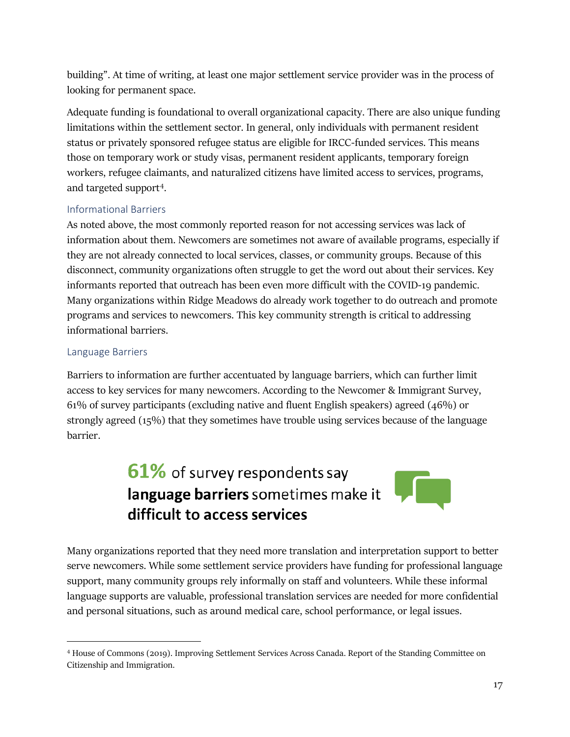building". At time of writing, at least one major settlement service provider was in the process of looking for permanent space.

Adequate funding is foundational to overall organizational capacity. There are also unique funding limitations within the settlement sector. In general, only individuals with permanent resident status or privately sponsored refugee status are eligible for IRCC-funded services. This means those on temporary work or study visas, permanent resident applicants, temporary foreign workers, refugee claimants, and naturalized citizens have limited access to services, programs, and targeted support[4].

### Informational Barriers

As noted above, the most commonly reported reason for not accessing services was lack of information about them. Newcomers are sometimes not aware of available programs, especially if they are not already connected to local services, classes, or community groups. Because of this disconnect, community organizations often struggle to get the word out about their services. Key informants reported that outreach has been even more difficult with the COVID-19 pandemic. Many organizations within Ridge Meadows do already work together to do outreach and promote programs and services to newcomers. This key community strength is critical to addressing informational barriers.

### Language Barriers

Barriers to information are further accentuated by language barriers, which can further limit access to key services for many newcomers. According to the Newcomer & Immigrant Survey, 61% of survey participants (excluding native and fluent English speakers) agreed (46%) or strongly agreed (15%) that they sometimes have trouble using services because of the language barrier.

**61%** of survey respondents say **language barriers** sometimes make it **difficult to access services**

Many organizations reported that they need more translation and interpretation support to better serve newcomers. While some settlement service providers have funding for professional language support, many community groups rely informally on staff and volunteers. While these informal language supports are valuable, professional translation services are needed for more confidential and personal situations, such as around medical care, school performance, or legal issues.

---

[4] House of Commons (2019). Improving Settlement Services Across Canada. Report of the Standing Committee on Citizenship and Immigration.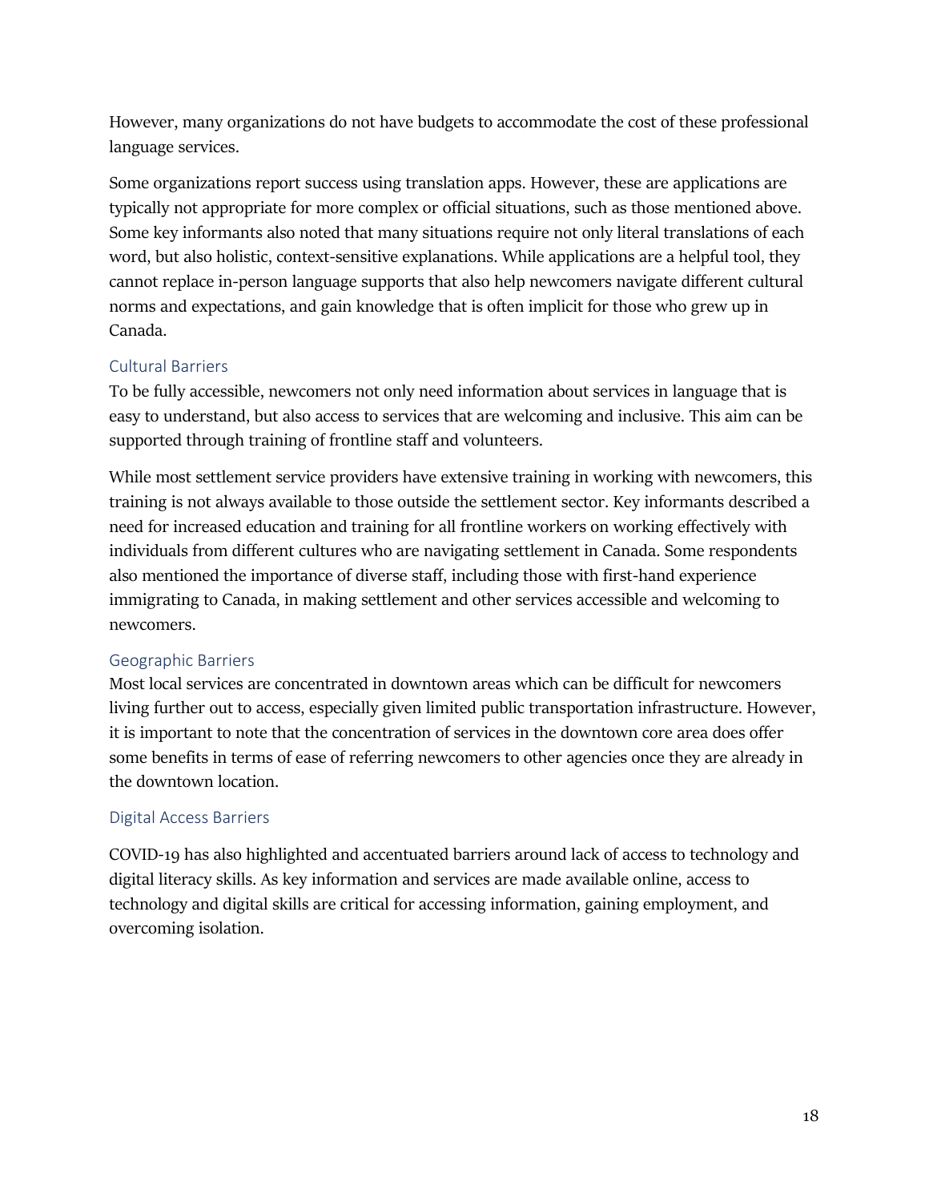However, many organizations do not have budgets to accommodate the cost of these professional language services.

Some organizations report success using translation apps. However, these are applications are typically not appropriate for more complex or official situations, such as those mentioned above. Some key informants also noted that many situations require not only literal translations of each word, but also holistic, context-sensitive explanations. While applications are a helpful tool, they cannot replace in-person language supports that also help newcomers navigate different cultural norms and expectations, and gain knowledge that is often implicit for those who grew up in Canada.

### Cultural Barriers

To be fully accessible, newcomers not only need information about services in language that is easy to understand, but also access to services that are welcoming and inclusive. This aim can be supported through training of frontline staff and volunteers.

While most settlement service providers have extensive training in working with newcomers, this training is not always available to those outside the settlement sector. Key informants described a need for increased education and training for all frontline workers on working effectively with individuals from different cultures who are navigating settlement in Canada. Some respondents also mentioned the importance of diverse staff, including those with first-hand experience immigrating to Canada, in making settlement and other services accessible and welcoming to newcomers.

### Geographic Barriers

Most local services are concentrated in downtown areas which can be difficult for newcomers living further out to access, especially given limited public transportation infrastructure. However, it is important to note that the concentration of services in the downtown core area does offer some benefits in terms of ease of referring newcomers to other agencies once they are already in the downtown location.

### Digital Access Barriers

COVID-19 has also highlighted and accentuated barriers around lack of access to technology and digital literacy skills. As key information and services are made available online, access to technology and digital skills are critical for accessing information, gaining employment, and overcoming isolation.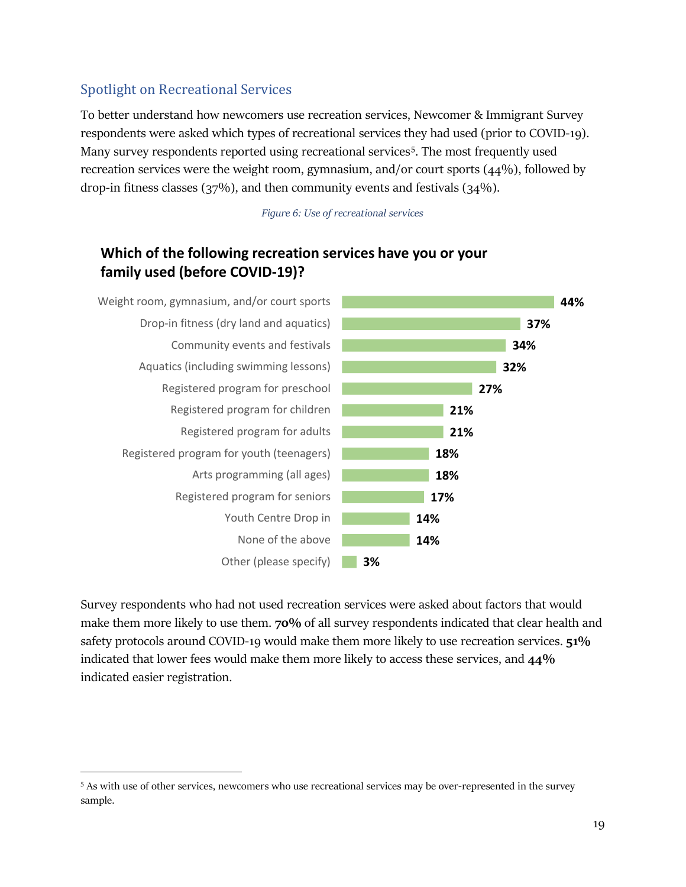## Spotlight on Recreational Services

To better understand how newcomers use recreation services, Newcomer & Immigrant Survey respondents were asked which types of recreational services they had used (prior to COVID-19). Many survey respondents reported using recreational services[5]. The most frequently used recreation services were the weight room, gymnasium, and/or court sports (44%), followed by drop-in fitness classes (37%), and then community events and festivals (34%).

*Figure 6: Use of recreational services*

**Which of the following recreation services have you or your family used (before COVID-19)?**

| Service | Percentage |
| --- | --- |
| Weight room, gymnasium, and/or court sports | 44% |
| Drop-in fitness (dry land and aquatics) | 37% |
| Community events and festivals | 34% |
| Aquatics (including swimming lessons) | 32% |
| Registered program for preschool | 27% |
| Registered program for children | 21% |
| Registered program for adults | 21% |
| Registered program for youth (teenagers) | 18% |
| Arts programming (all ages) | 18% |
| Registered program for seniors | 17% |
| Youth Centre Drop in | 14% |
| None of the above | 14% |
| Other (please specify) | 3% |

Survey respondents who had not used recreation services were asked about factors that would make them more likely to use them. **70%** of all survey respondents indicated that clear health and safety protocols around COVID-19 would make them more likely to use recreation services. **51%** indicated that lower fees would make them more likely to access these services, and **44%** indicated easier registration.

[5] As with use of other services, newcomers who use recreational services may be over-represented in the survey sample.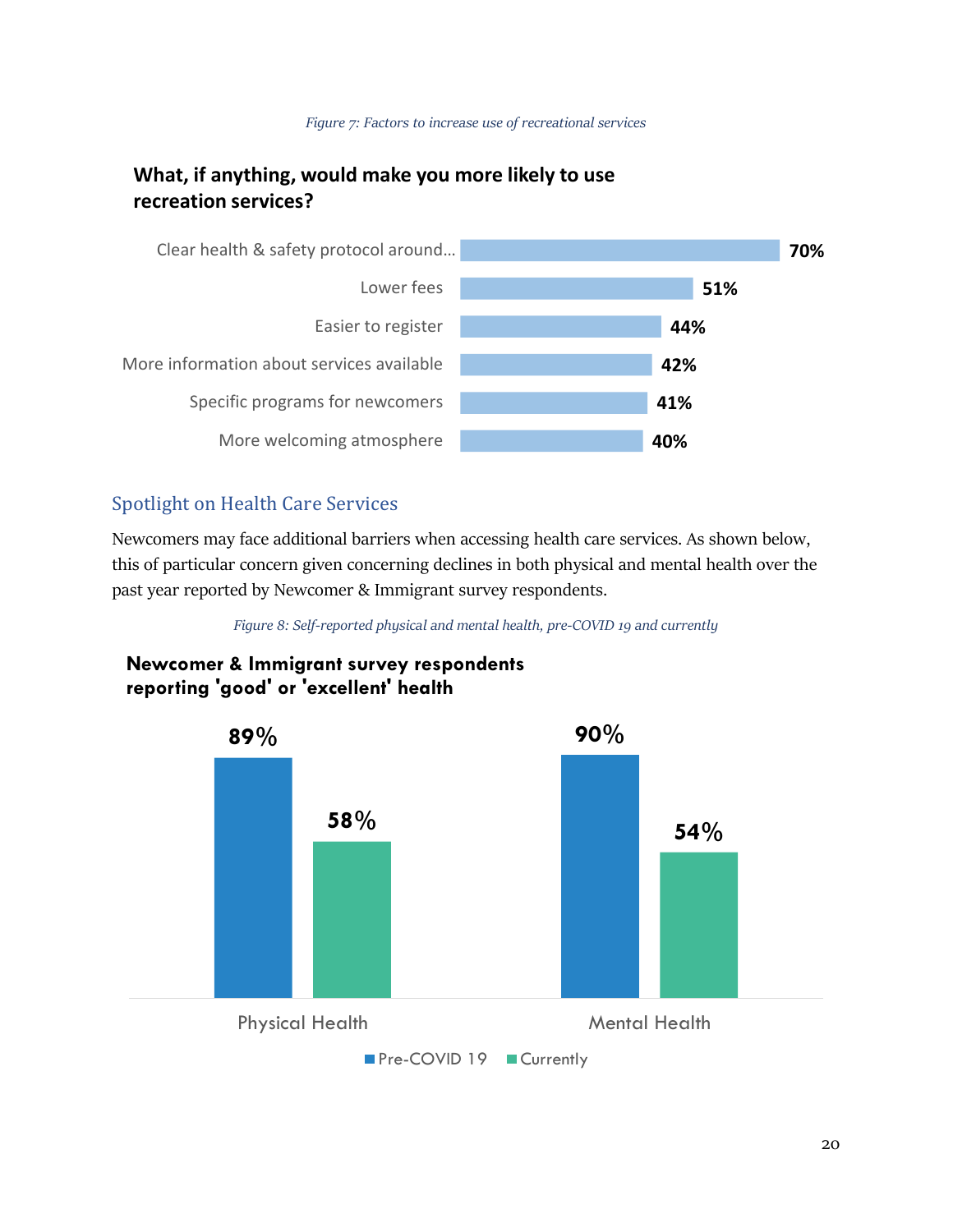*Figure 7: Factors to increase use of recreational services*

**What, if anything, would make you more likely to use recreation services?**

| Factor | % |
|---|---|
| Clear health & safety protocol around... | 70% |
| Lower fees | 51% |
| Easier to register | 44% |
| More information about services available | 42% |
| Specific programs for newcomers | 41% |
| More welcoming atmosphere | 40% |

## Spotlight on Health Care Services

Newcomers may face additional barriers when accessing health care services. As shown below, this of particular concern given concerning declines in both physical and mental health over the past year reported by Newcomer & Immigrant survey respondents.

*Figure 8: Self-reported physical and mental health, pre-COVID 19 and currently*

**Newcomer & Immigrant survey respondents reporting 'good' or 'excellent' health**

| | Pre-COVID 19 | Currently |
|---|---|---|
| Physical Health | 89% | 58% |
| Mental Health | 90% | 54% |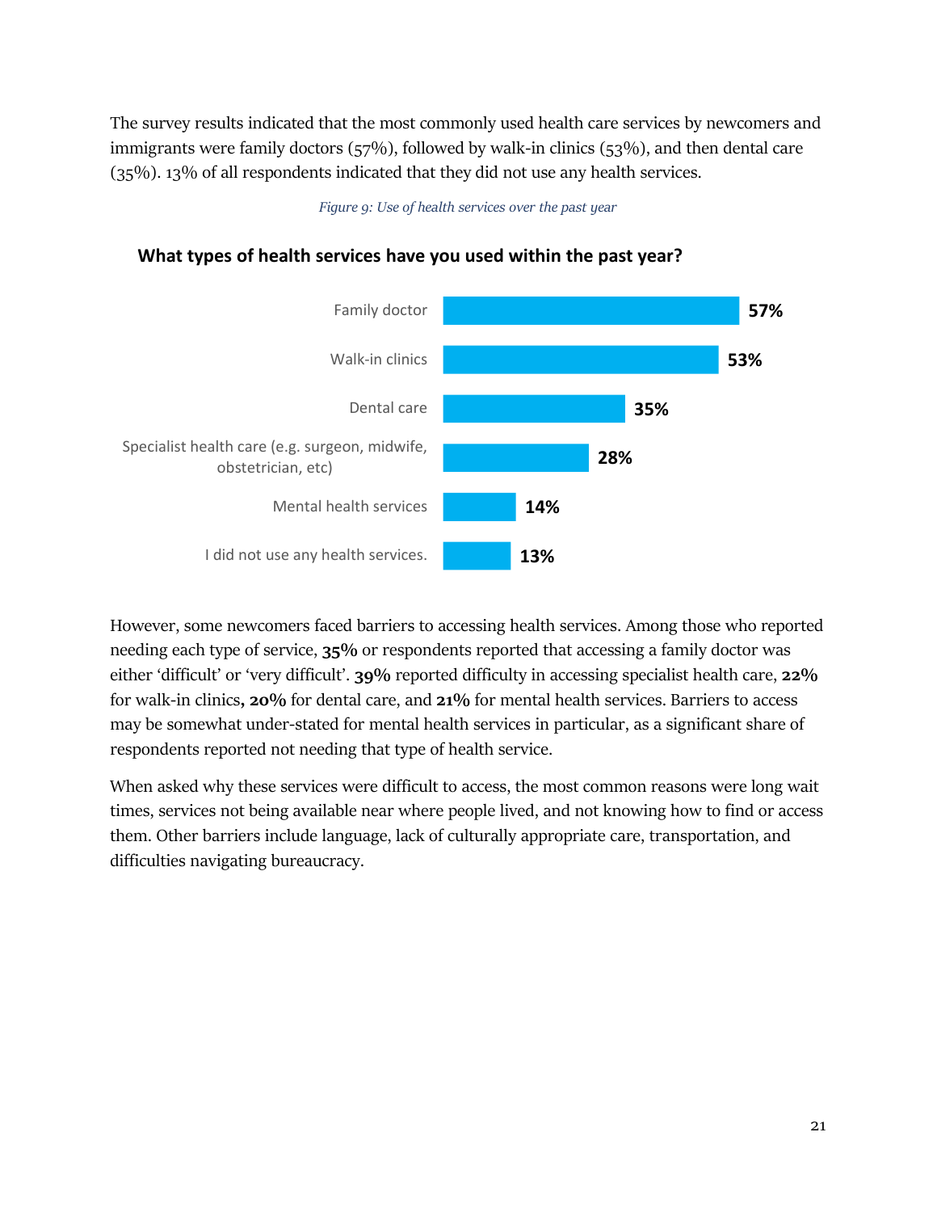The survey results indicated that the most commonly used health care services by newcomers and immigrants were family doctors (57%), followed by walk-in clinics (53%), and then dental care (35%). 13% of all respondents indicated that they did not use any health services.

*Figure 9: Use of health services over the past year*

**What types of health services have you used within the past year?**

| Health service | % |
|---|---|
| Family doctor | 57% |
| Walk-in clinics | 53% |
| Dental care | 35% |
| Specialist health care (e.g. surgeon, midwife, obstetrician, etc) | 28% |
| Mental health services | 14% |
| I did not use any health services. | 13% |

However, some newcomers faced barriers to accessing health services. Among those who reported needing each type of service, **35%** or respondents reported that accessing a family doctor was either 'difficult' or 'very difficult'. **39%** reported difficulty in accessing specialist health care, **22%** for walk-in clinics**, 20%** for dental care, and **21%** for mental health services. Barriers to access may be somewhat under-stated for mental health services in particular, as a significant share of respondents reported not needing that type of health service.

When asked why these services were difficult to access, the most common reasons were long wait times, services not being available near where people lived, and not knowing how to find or access them. Other barriers include language, lack of culturally appropriate care, transportation, and difficulties navigating bureaucracy.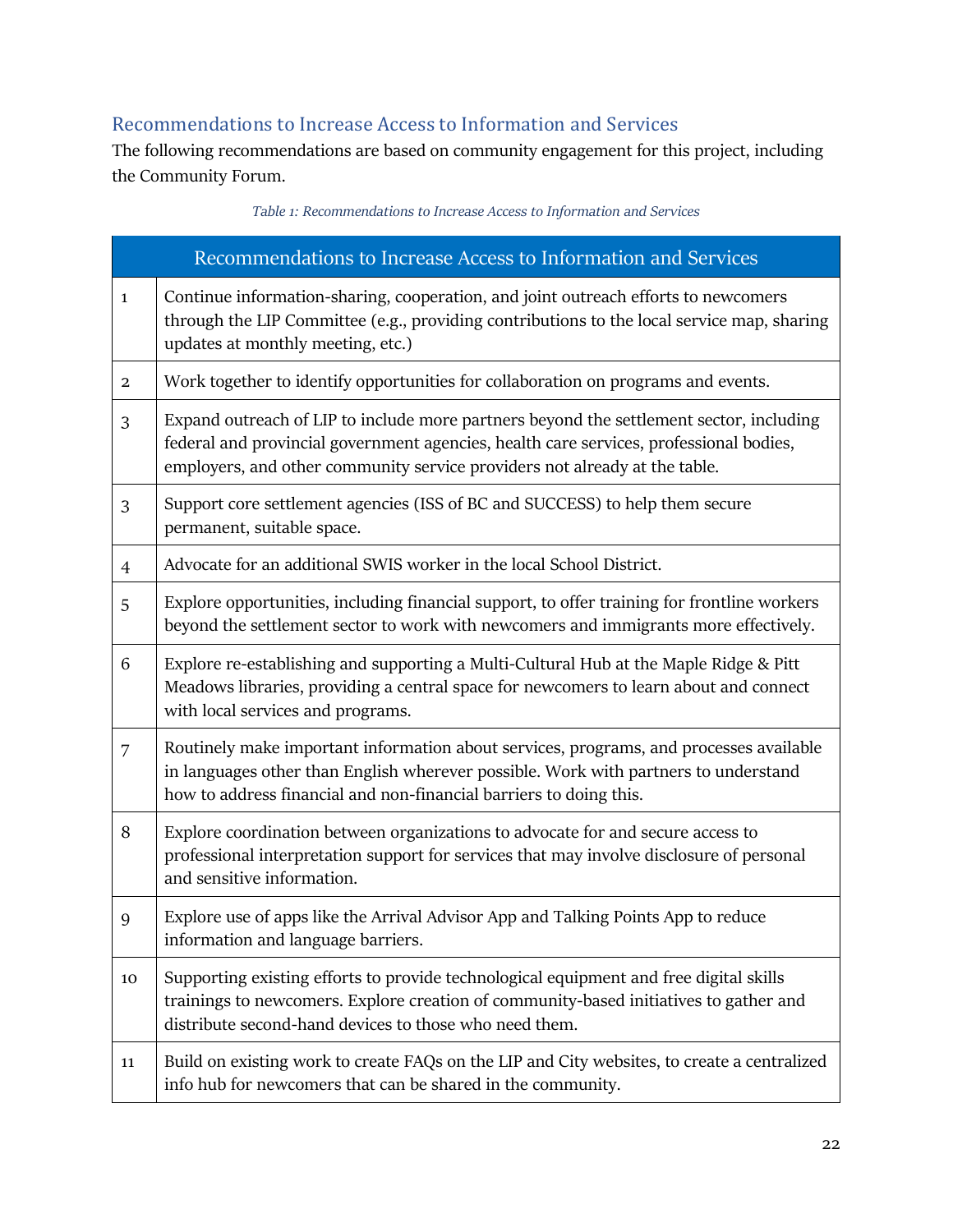## Recommendations to Increase Access to Information and Services

The following recommendations are based on community engagement for this project, including the Community Forum.

*Table 1: Recommendations to Increase Access to Information and Services*

| Recommendations to Increase Access to Information and Services | |
|---|---|
| 1 | Continue information-sharing, cooperation, and joint outreach efforts to newcomers through the LIP Committee (e.g., providing contributions to the local service map, sharing updates at monthly meeting, etc.) |
| 2 | Work together to identify opportunities for collaboration on programs and events. |
| 3 | Expand outreach of LIP to include more partners beyond the settlement sector, including federal and provincial government agencies, health care services, professional bodies, employers, and other community service providers not already at the table. |
| 3 | Support core settlement agencies (ISS of BC and SUCCESS) to help them secure permanent, suitable space. |
| 4 | Advocate for an additional SWIS worker in the local School District. |
| 5 | Explore opportunities, including financial support, to offer training for frontline workers beyond the settlement sector to work with newcomers and immigrants more effectively. |
| 6 | Explore re-establishing and supporting a Multi-Cultural Hub at the Maple Ridge & Pitt Meadows libraries, providing a central space for newcomers to learn about and connect with local services and programs. |
| 7 | Routinely make important information about services, programs, and processes available in languages other than English wherever possible. Work with partners to understand how to address financial and non-financial barriers to doing this. |
| 8 | Explore coordination between organizations to advocate for and secure access to professional interpretation support for services that may involve disclosure of personal and sensitive information. |
| 9 | Explore use of apps like the Arrival Advisor App and Talking Points App to reduce information and language barriers. |
| 10 | Supporting existing efforts to provide technological equipment and free digital skills trainings to newcomers. Explore creation of community-based initiatives to gather and distribute second-hand devices to those who need them. |
| 11 | Build on existing work to create FAQs on the LIP and City websites, to create a centralized info hub for newcomers that can be shared in the community. |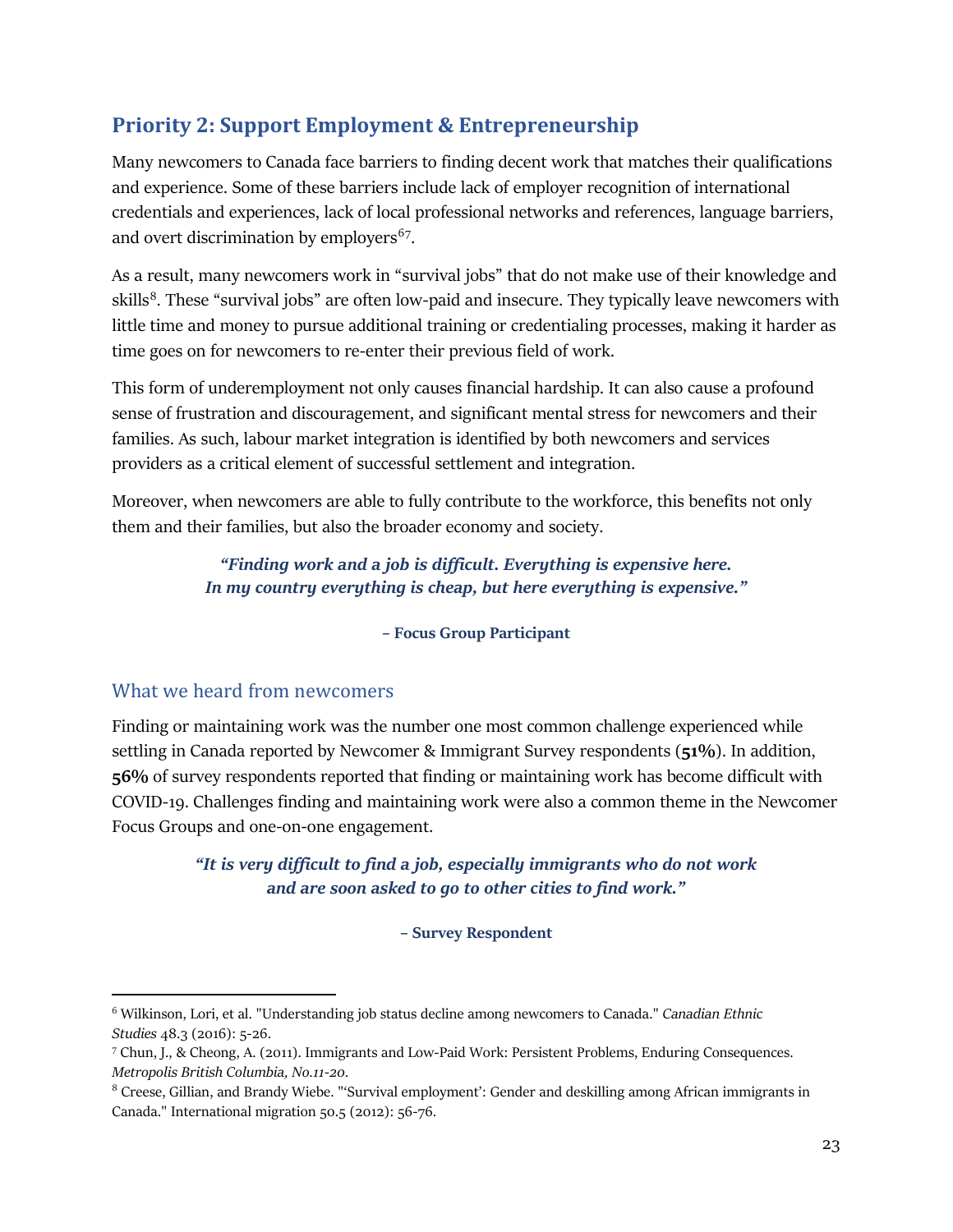## Priority 2: Support Employment & Entrepreneurship

Many newcomers to Canada face barriers to finding decent work that matches their qualifications and experience. Some of these barriers include lack of employer recognition of international credentials and experiences, lack of local professional networks and references, language barriers, and overt discrimination by employers[6][7].

As a result, many newcomers work in "survival jobs" that do not make use of their knowledge and skills[8]. These "survival jobs" are often low-paid and insecure. They typically leave newcomers with little time and money to pursue additional training or credentialing processes, making it harder as time goes on for newcomers to re-enter their previous field of work.

This form of underemployment not only causes financial hardship. It can also cause a profound sense of frustration and discouragement, and significant mental stress for newcomers and their families. As such, labour market integration is identified by both newcomers and services providers as a critical element of successful settlement and integration.

Moreover, when newcomers are able to fully contribute to the workforce, this benefits not only them and their families, but also the broader economy and society.

> ***"Finding work and a job is difficult. Everything is expensive here. In my country everything is cheap, but here everything is expensive."***
>
> **– Focus Group Participant**

### What we heard from newcomers

Finding or maintaining work was the number one most common challenge experienced while settling in Canada reported by Newcomer & Immigrant Survey respondents (**51%**). In addition, **56%** of survey respondents reported that finding or maintaining work has become difficult with COVID-19. Challenges finding and maintaining work were also a common theme in the Newcomer Focus Groups and one-on-one engagement.

> ***"It is very difficult to find a job, especially immigrants who do not work and are soon asked to go to other cities to find work."***
>
> **– Survey Respondent**

---

[6] Wilkinson, Lori, et al. "Understanding job status decline among newcomers to Canada." *Canadian Ethnic Studies* 48.3 (2016): 5-26.

[7] Chun, J., & Cheong, A. (2011). Immigrants and Low-Paid Work: Persistent Problems, Enduring Consequences. *Metropolis British Columbia, No.11-20*.

[8] Creese, Gillian, and Brandy Wiebe. "'Survival employment': Gender and deskilling among African immigrants in Canada." International migration 50.5 (2012): 56-76.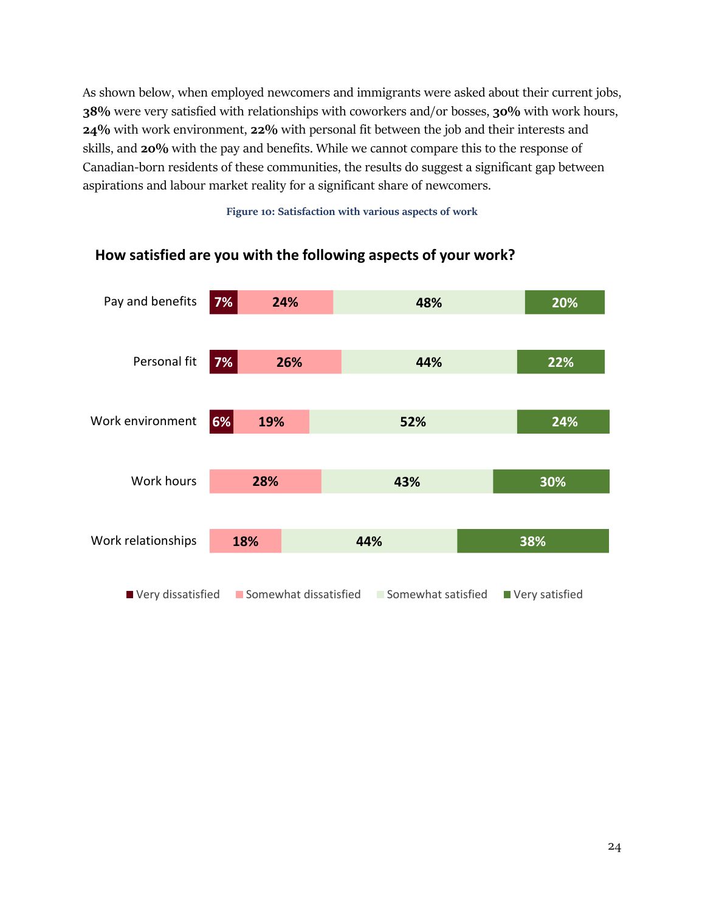As shown below, when employed newcomers and immigrants were asked about their current jobs, **38%** were very satisfied with relationships with coworkers and/or bosses, **30%** with work hours, **24%** with work environment, **22%** with personal fit between the job and their interests and skills, and **20%** with the pay and benefits. While we cannot compare this to the response of Canadian-born residents of these communities, the results do suggest a significant gap between aspirations and labour market reality for a significant share of newcomers.

**Figure 10: Satisfaction with various aspects of work**

**How satisfied are you with the following aspects of your work?**

| | Very dissatisfied | Somewhat dissatisfied | Somewhat satisfied | Very satisfied |
|---|---|---|---|---|
| Pay and benefits | 7% | 24% | 48% | 20% |
| Personal fit | 7% | 26% | 44% | 22% |
| Work environment | 6% | 19% | 52% | 24% |
| Work hours | | 28% | 43% | 30% |
| Work relationships | | 18% | 44% | 38% |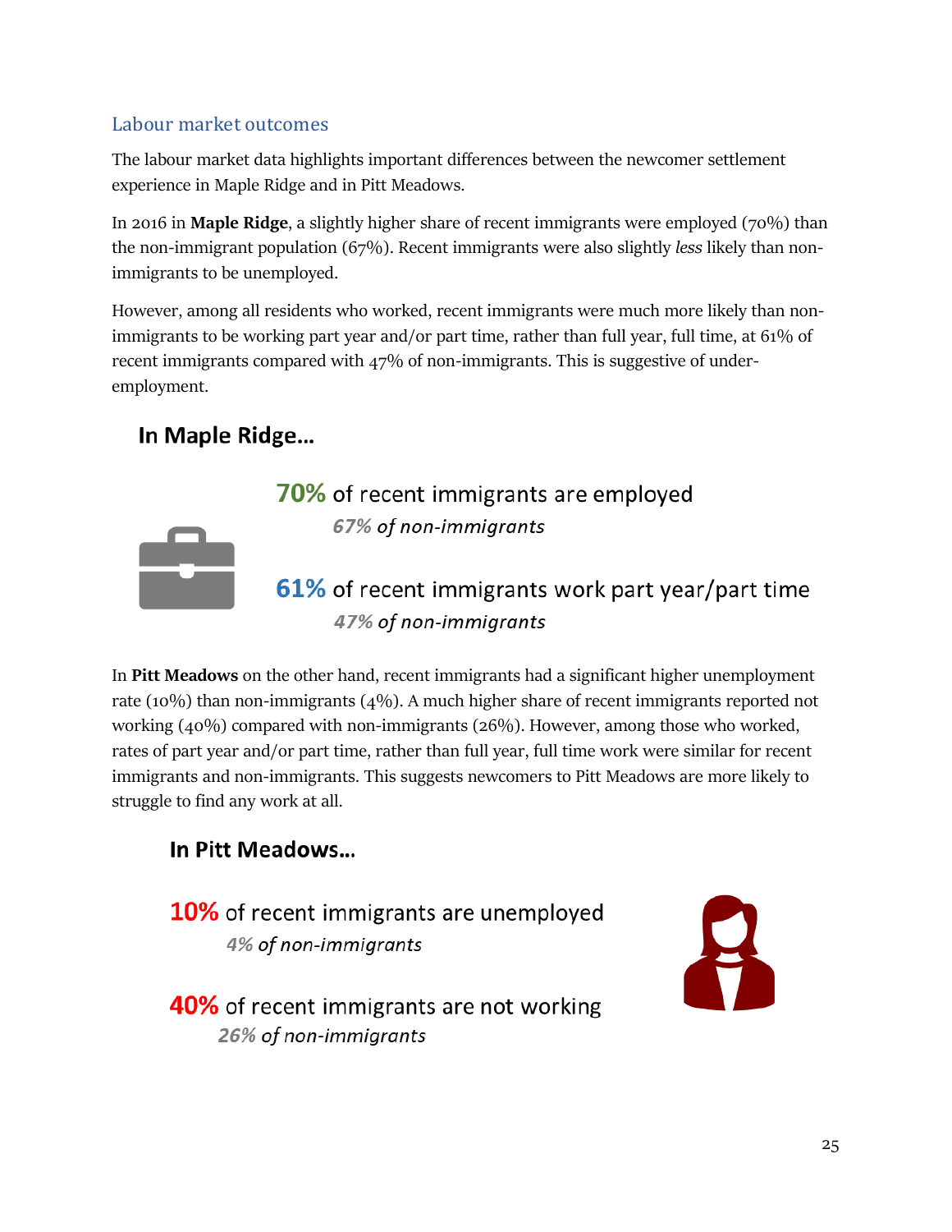## Labour market outcomes

The labour market data highlights important differences between the newcomer settlement experience in Maple Ridge and in Pitt Meadows.

In 2016 in **Maple Ridge**, a slightly higher share of recent immigrants were employed (70%) than the non-immigrant population (67%). Recent immigrants were also slightly *less* likely than non-immigrants to be unemployed.

However, among all residents who worked, recent immigrants were much more likely than non-immigrants to be working part year and/or part time, rather than full year, full time, at 61% of recent immigrants compared with 47% of non-immigrants. This is suggestive of under-employment.

### In Maple Ridge…

**70%** of recent immigrants are employed
*67% of non-immigrants*

**61%** of recent immigrants work part year/part time
*47% of non-immigrants*

In **Pitt Meadows** on the other hand, recent immigrants had a significant higher unemployment rate (10%) than non-immigrants (4%). A much higher share of recent immigrants reported not working (40%) compared with non-immigrants (26%). However, among those who worked, rates of part year and/or part time, rather than full year, full time work were similar for recent immigrants and non-immigrants. This suggests newcomers to Pitt Meadows are more likely to struggle to find any work at all.

### In Pitt Meadows…

**10%** of recent immigrants are unemployed
*4% of non-immigrants*

**40%** of recent immigrants are not working
*26% of non-immigrants*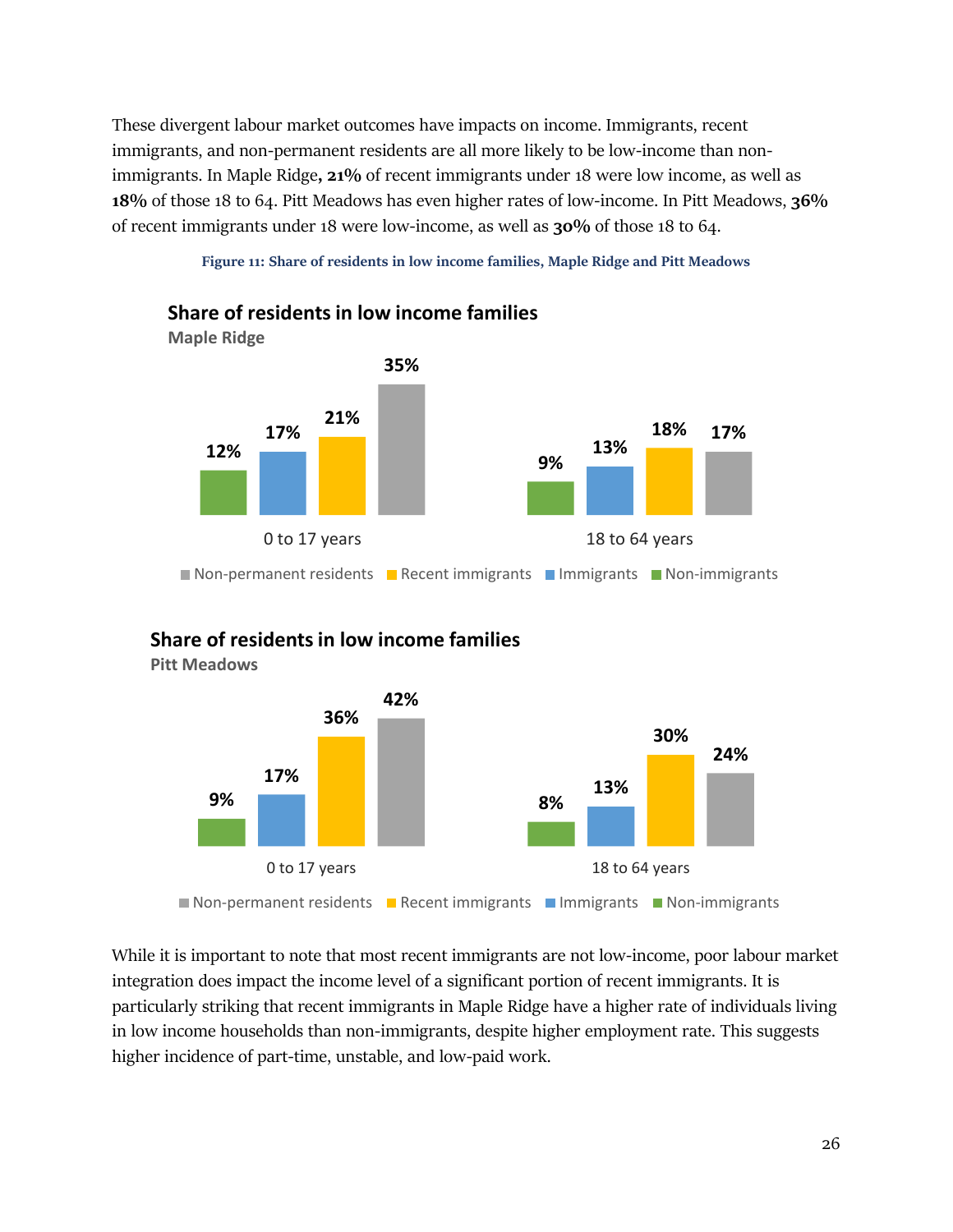These divergent labour market outcomes have impacts on income. Immigrants, recent immigrants, and non-permanent residents are all more likely to be low-income than non-immigrants. In Maple Ridge**, 21%** of recent immigrants under 18 were low income, as well as **18%** of those 18 to 64. Pitt Meadows has even higher rates of low-income. In Pitt Meadows, **36%** of recent immigrants under 18 were low-income, as well as **30%** of those 18 to 64.

**Figure 11: Share of residents in low income families, Maple Ridge and Pitt Meadows**

**Share of residents in low income families**
**Maple Ridge**

| | Non-immigrants | Immigrants | Recent immigrants | Non-permanent residents |
|---|---|---|---|---|
| 0 to 17 years | 12% | 17% | 21% | 35% |
| 18 to 64 years | 9% | 13% | 18% | 17% |

**Share of residents in low income families**
**Pitt Meadows**

| | Non-immigrants | Immigrants | Recent immigrants | Non-permanent residents |
|---|---|---|---|---|
| 0 to 17 years | 9% | 17% | 36% | 42% |
| 18 to 64 years | 8% | 13% | 30% | 24% |

While it is important to note that most recent immigrants are not low-income, poor labour market integration does impact the income level of a significant portion of recent immigrants. It is particularly striking that recent immigrants in Maple Ridge have a higher rate of individuals living in low income households than non-immigrants, despite higher employment rate. This suggests higher incidence of part-time, unstable, and low-paid work.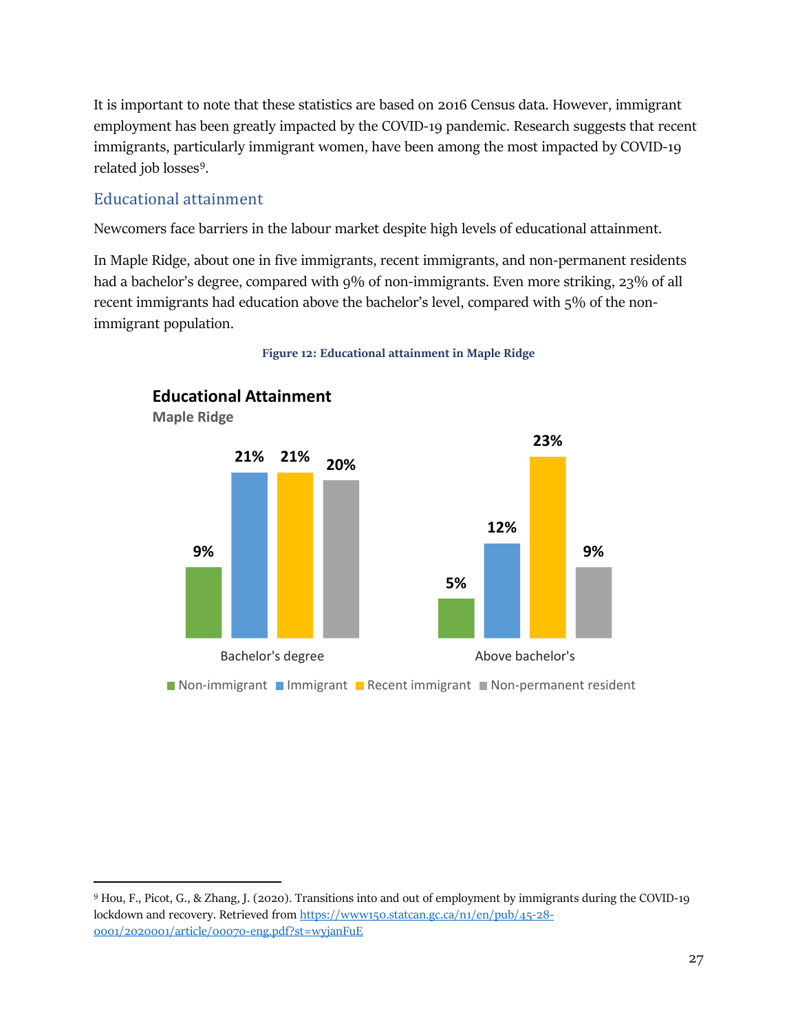It is important to note that these statistics are based on 2016 Census data. However, immigrant employment has been greatly impacted by the COVID-19 pandemic. Research suggests that recent immigrants, particularly immigrant women, have been among the most impacted by COVID-19 related job losses[9].

## Educational attainment

Newcomers face barriers in the labour market despite high levels of educational attainment.

In Maple Ridge, about one in five immigrants, recent immigrants, and non-permanent residents had a bachelor's degree, compared with 9% of non-immigrants. Even more striking, 23% of all recent immigrants had education above the bachelor's level, compared with 5% of the non-immigrant population.

**Figure 12: Educational attainment in Maple Ridge**

**Educational Attainment**
**Maple Ridge**

| | Non-immigrant | Immigrant | Recent immigrant | Non-permanent resident |
|---|---|---|---|---|
| Bachelor's degree | 9% | 21% | 21% | 20% |
| Above bachelor's | 5% | 12% | 23% | 9% |

[9] Hou, F., Picot, G., & Zhang, J. (2020). Transitions into and out of employment by immigrants during the COVID-19 lockdown and recovery. Retrieved from https://www150.statcan.gc.ca/n1/en/pub/45-28-0001/2020001/article/00070-eng.pdf?st=wyjanFuE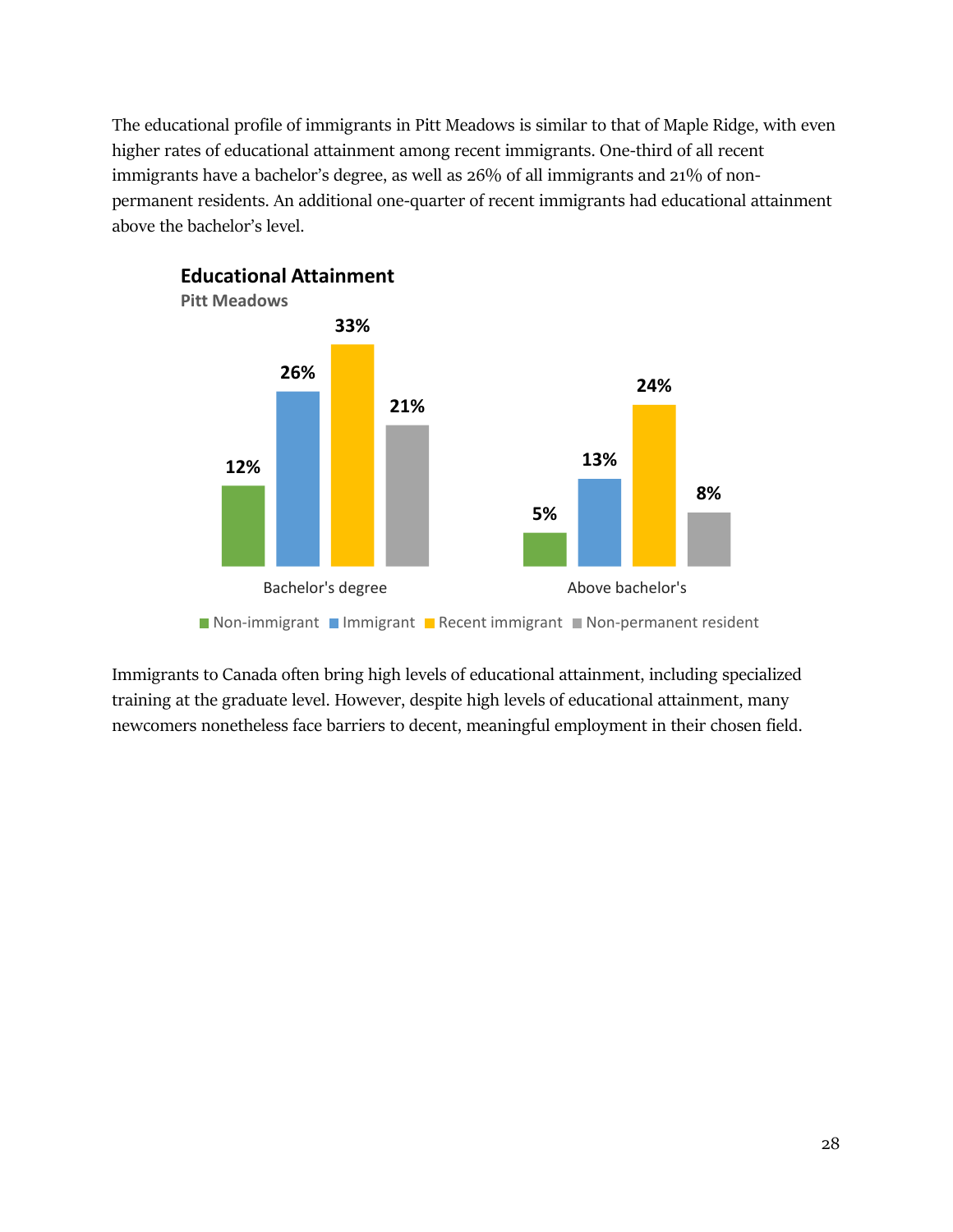The educational profile of immigrants in Pitt Meadows is similar to that of Maple Ridge, with even higher rates of educational attainment among recent immigrants. One-third of all recent immigrants have a bachelor's degree, as well as 26% of all immigrants and 21% of non-permanent residents. An additional one-quarter of recent immigrants had educational attainment above the bachelor's level.

**Educational Attainment**
**Pitt Meadows**

| | Non-immigrant | Immigrant | Recent immigrant | Non-permanent resident |
|---|---|---|---|---|
| Bachelor's degree | 12% | 26% | 33% | 21% |
| Above bachelor's | 5% | 13% | 24% | 8% |

Immigrants to Canada often bring high levels of educational attainment, including specialized training at the graduate level. However, despite high levels of educational attainment, many newcomers nonetheless face barriers to decent, meaningful employment in their chosen field.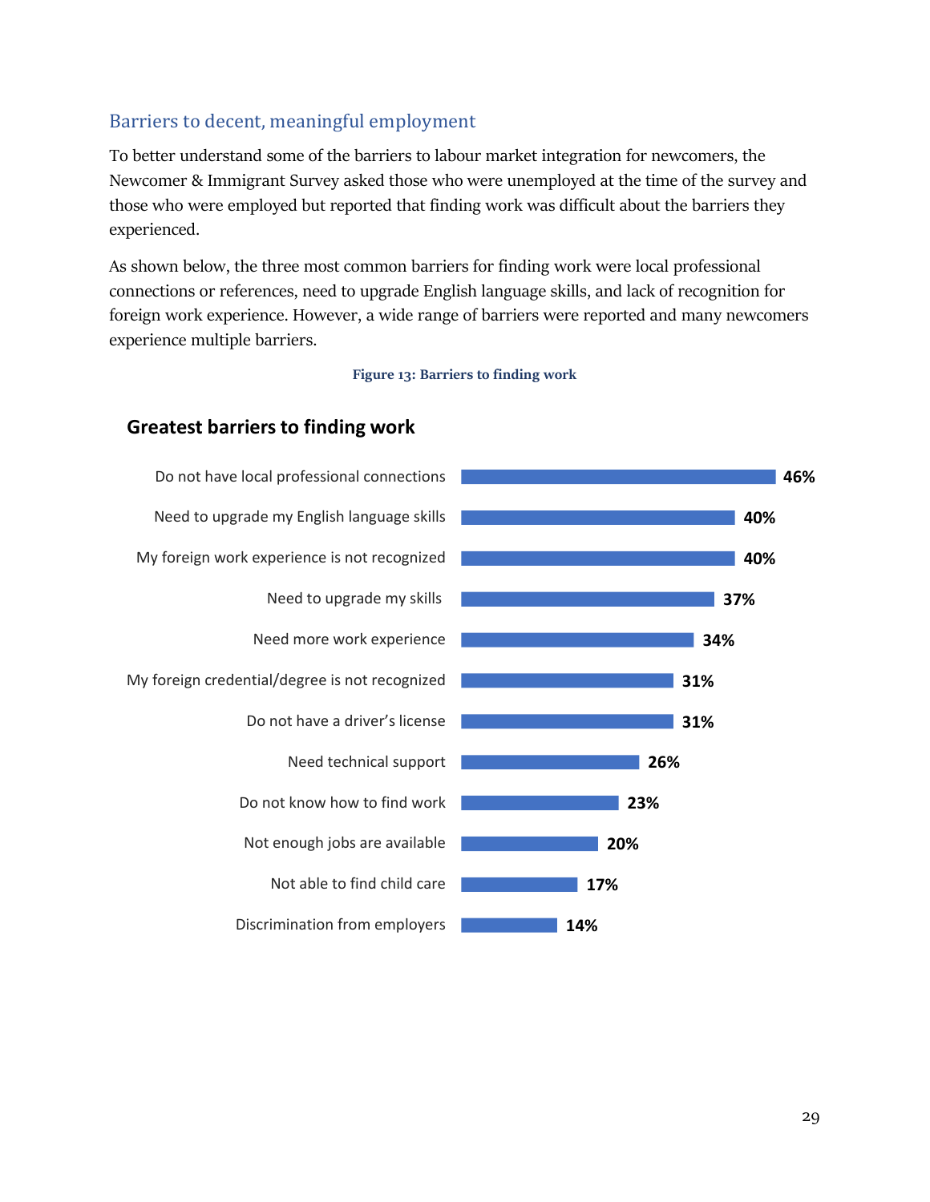## Barriers to decent, meaningful employment

To better understand some of the barriers to labour market integration for newcomers, the Newcomer & Immigrant Survey asked those who were unemployed at the time of the survey and those who were employed but reported that finding work was difficult about the barriers they experienced.

As shown below, the three most common barriers for finding work were local professional connections or references, need to upgrade English language skills, and lack of recognition for foreign work experience. However, a wide range of barriers were reported and many newcomers experience multiple barriers.

**Figure 13: Barriers to finding work**

**Greatest barriers to finding work**

| Barrier | Percentage |
| --- | --- |
| Do not have local professional connections | 46% |
| Need to upgrade my English language skills | 40% |
| My foreign work experience is not recognized | 40% |
| Need to upgrade my skills | 37% |
| Need more work experience | 34% |
| My foreign credential/degree is not recognized | 31% |
| Do not have a driver's license | 31% |
| Need technical support | 26% |
| Do not know how to find work | 23% |
| Not enough jobs are available | 20% |
| Not able to find child care | 17% |
| Discrimination from employers | 14% |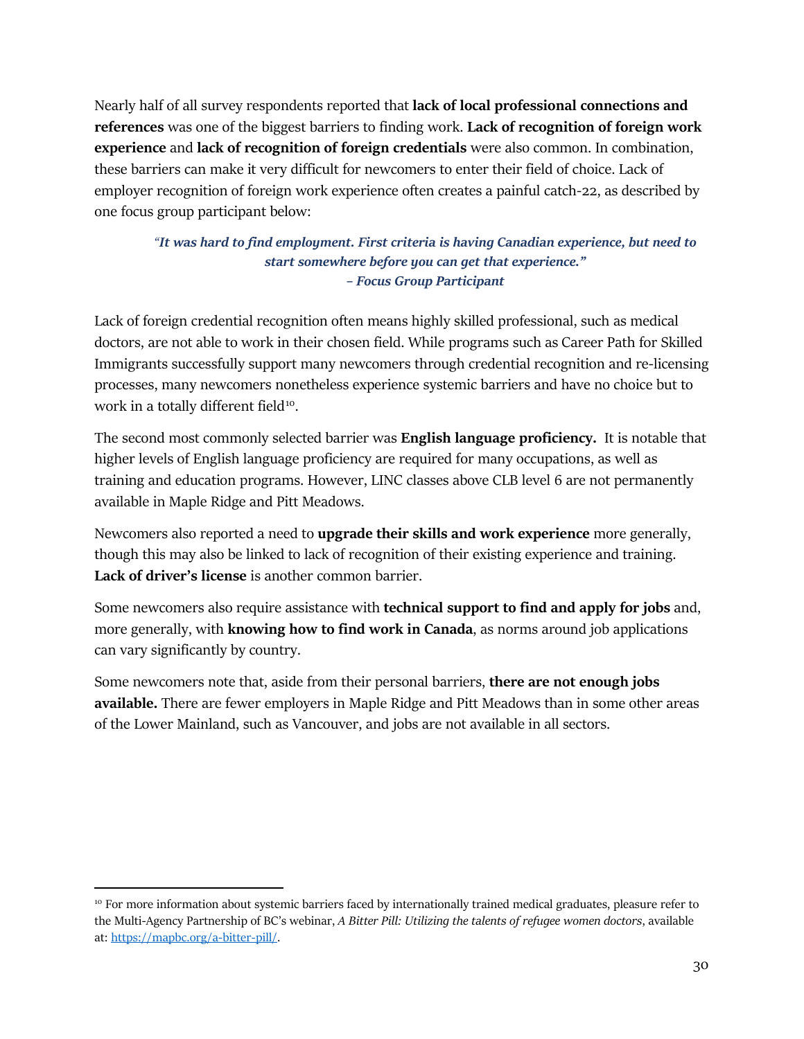Nearly half of all survey respondents reported that **lack of local professional connections and references** was one of the biggest barriers to finding work. **Lack of recognition of foreign work experience** and **lack of recognition of foreign credentials** were also common. In combination, these barriers can make it very difficult for newcomers to enter their field of choice. Lack of employer recognition of foreign work experience often creates a painful catch-22, as described by one focus group participant below:

> ***"It was hard to find employment. First criteria is having Canadian experience, but need to start somewhere before you can get that experience."***
> ***– Focus Group Participant***

Lack of foreign credential recognition often means highly skilled professional, such as medical doctors, are not able to work in their chosen field. While programs such as Career Path for Skilled Immigrants successfully support many newcomers through credential recognition and re-licensing processes, many newcomers nonetheless experience systemic barriers and have no choice but to work in a totally different field[10].

The second most commonly selected barrier was **English language proficiency.** It is notable that higher levels of English language proficiency are required for many occupations, as well as training and education programs. However, LINC classes above CLB level 6 are not permanently available in Maple Ridge and Pitt Meadows.

Newcomers also reported a need to **upgrade their skills and work experience** more generally, though this may also be linked to lack of recognition of their existing experience and training. **Lack of driver's license** is another common barrier.

Some newcomers also require assistance with **technical support to find and apply for jobs** and, more generally, with **knowing how to find work in Canada**, as norms around job applications can vary significantly by country.

Some newcomers note that, aside from their personal barriers, **there are not enough jobs available.** There are fewer employers in Maple Ridge and Pitt Meadows than in some other areas of the Lower Mainland, such as Vancouver, and jobs are not available in all sectors.

---

[10] For more information about systemic barriers faced by internationally trained medical graduates, pleasure refer to the Multi-Agency Partnership of BC's webinar, *A Bitter Pill: Utilizing the talents of refugee women doctors*, available at: https://mapbc.org/a-bitter-pill/.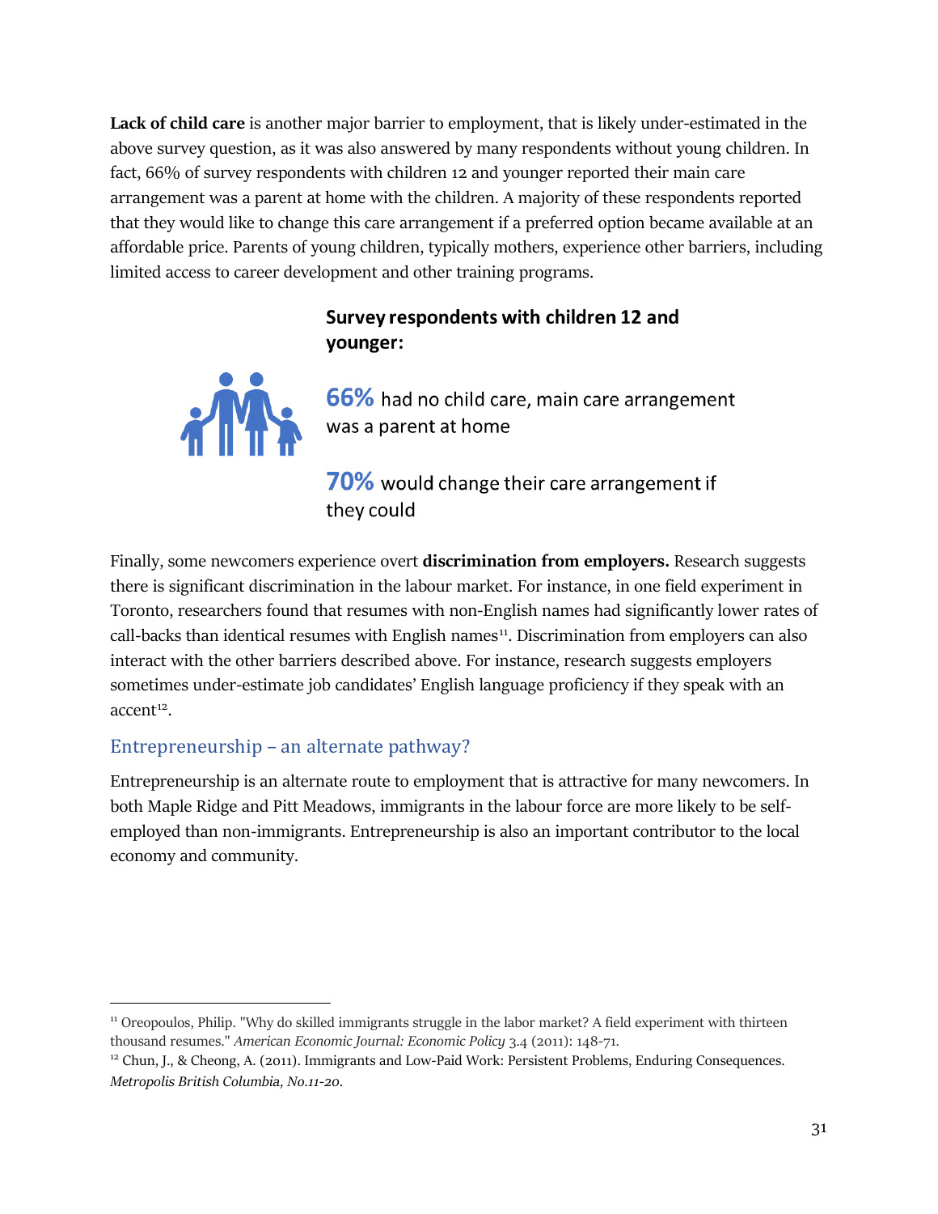**Lack of child care** is another major barrier to employment, that is likely under-estimated in the above survey question, as it was also answered by many respondents without young children. In fact, 66% of survey respondents with children 12 and younger reported their main care arrangement was a parent at home with the children. A majority of these respondents reported that they would like to change this care arrangement if a preferred option became available at an affordable price. Parents of young children, typically mothers, experience other barriers, including limited access to career development and other training programs.

**Survey respondents with children 12 and younger:**

**66%** had no child care, main care arrangement was a parent at home

**70%** would change their care arrangement if they could

Finally, some newcomers experience overt **discrimination from employers.** Research suggests there is significant discrimination in the labour market. For instance, in one field experiment in Toronto, researchers found that resumes with non-English names had significantly lower rates of call-backs than identical resumes with English names[11]. Discrimination from employers can also interact with the other barriers described above. For instance, research suggests employers sometimes under-estimate job candidates' English language proficiency if they speak with an accent[12].

## Entrepreneurship – an alternate pathway?

Entrepreneurship is an alternate route to employment that is attractive for many newcomers. In both Maple Ridge and Pitt Meadows, immigrants in the labour force are more likely to be self-employed than non-immigrants. Entrepreneurship is also an important contributor to the local economy and community.

---

[11] Oreopoulos, Philip. "Why do skilled immigrants struggle in the labor market? A field experiment with thirteen thousand resumes." *American Economic Journal: Economic Policy* 3.4 (2011): 148-71.

[12] Chun, J., & Cheong, A. (2011). Immigrants and Low-Paid Work: Persistent Problems, Enduring Consequences. *Metropolis British Columbia, No.11-20.*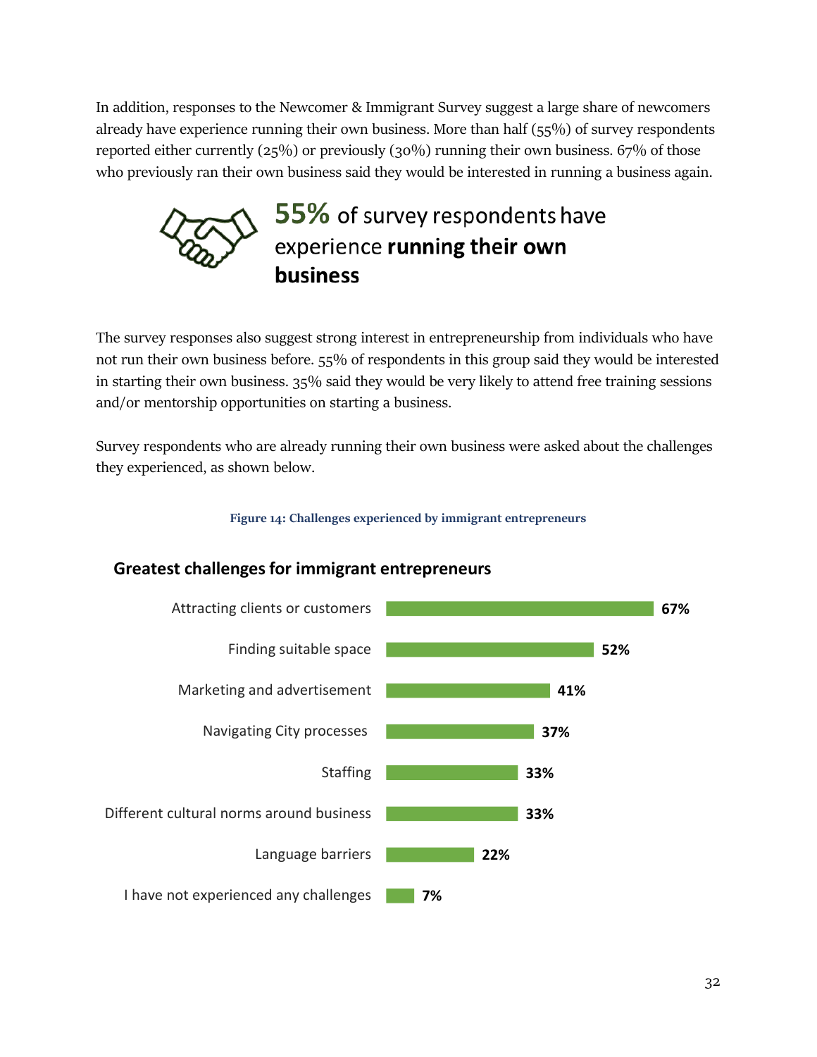In addition, responses to the Newcomer & Immigrant Survey suggest a large share of newcomers already have experience running their own business. More than half (55%) of survey respondents reported either currently (25%) or previously (30%) running their own business. 67% of those who previously ran their own business said they would be interested in running a business again.

**55%** of survey respondents have experience **running their own business**

The survey responses also suggest strong interest in entrepreneurship from individuals who have not run their own business before. 55% of respondents in this group said they would be interested in starting their own business. 35% said they would be very likely to attend free training sessions and/or mentorship opportunities on starting a business.

Survey respondents who are already running their own business were asked about the challenges they experienced, as shown below.

**Figure 14: Challenges experienced by immigrant entrepreneurs**

**Greatest challenges for immigrant entrepreneurs**

| Challenge | Percentage |
|---|---|
| Attracting clients or customers | 67% |
| Finding suitable space | 52% |
| Marketing and advertisement | 41% |
| Navigating City processes | 37% |
| Staffing | 33% |
| Different cultural norms around business | 33% |
| Language barriers | 22% |
| I have not experienced any challenges | 7% |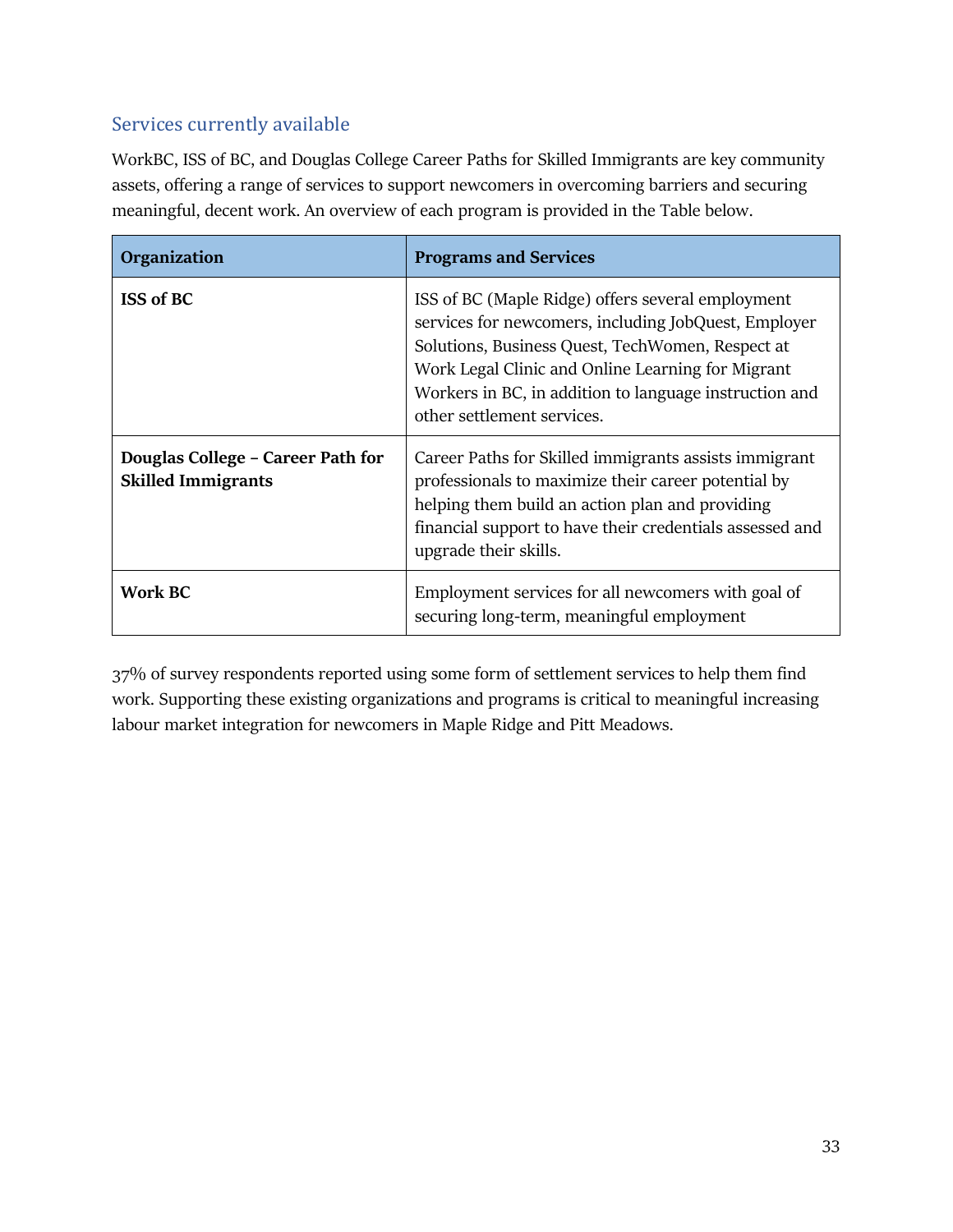## Services currently available

WorkBC, ISS of BC, and Douglas College Career Paths for Skilled Immigrants are key community assets, offering a range of services to support newcomers in overcoming barriers and securing meaningful, decent work. An overview of each program is provided in the Table below.

| Organization | Programs and Services |
|---|---|
| **ISS of BC** | ISS of BC (Maple Ridge) offers several employment services for newcomers, including JobQuest, Employer Solutions, Business Quest, TechWomen, Respect at Work Legal Clinic and Online Learning for Migrant Workers in BC, in addition to language instruction and other settlement services. |
| **Douglas College – Career Path for Skilled Immigrants** | Career Paths for Skilled immigrants assists immigrant professionals to maximize their career potential by helping them build an action plan and providing financial support to have their credentials assessed and upgrade their skills. |
| **Work BC** | Employment services for all newcomers with goal of securing long-term, meaningful employment |

37% of survey respondents reported using some form of settlement services to help them find work. Supporting these existing organizations and programs is critical to meaningful increasing labour market integration for newcomers in Maple Ridge and Pitt Meadows.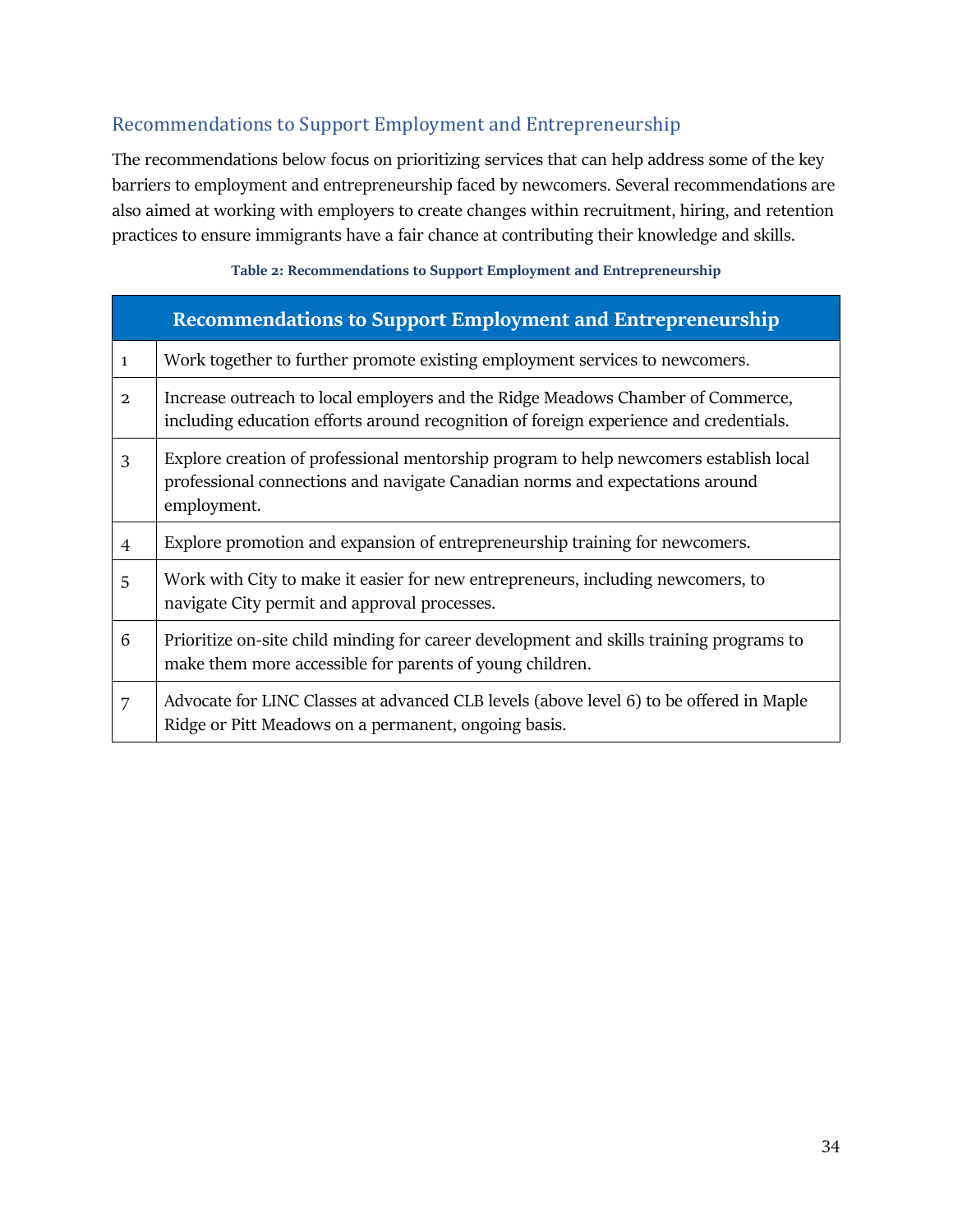## Recommendations to Support Employment and Entrepreneurship

The recommendations below focus on prioritizing services that can help address some of the key barriers to employment and entrepreneurship faced by newcomers. Several recommendations are also aimed at working with employers to create changes within recruitment, hiring, and retention practices to ensure immigrants have a fair chance at contributing their knowledge and skills.

**Table 2: Recommendations to Support Employment and Entrepreneurship**

| | Recommendations to Support Employment and Entrepreneurship |
|---|---|
| 1 | Work together to further promote existing employment services to newcomers. |
| 2 | Increase outreach to local employers and the Ridge Meadows Chamber of Commerce, including education efforts around recognition of foreign experience and credentials. |
| 3 | Explore creation of professional mentorship program to help newcomers establish local professional connections and navigate Canadian norms and expectations around employment. |
| 4 | Explore promotion and expansion of entrepreneurship training for newcomers. |
| 5 | Work with City to make it easier for new entrepreneurs, including newcomers, to navigate City permit and approval processes. |
| 6 | Prioritize on-site child minding for career development and skills training programs to make them more accessible for parents of young children. |
| 7 | Advocate for LINC Classes at advanced CLB levels (above level 6) to be offered in Maple Ridge or Pitt Meadows on a permanent, ongoing basis. |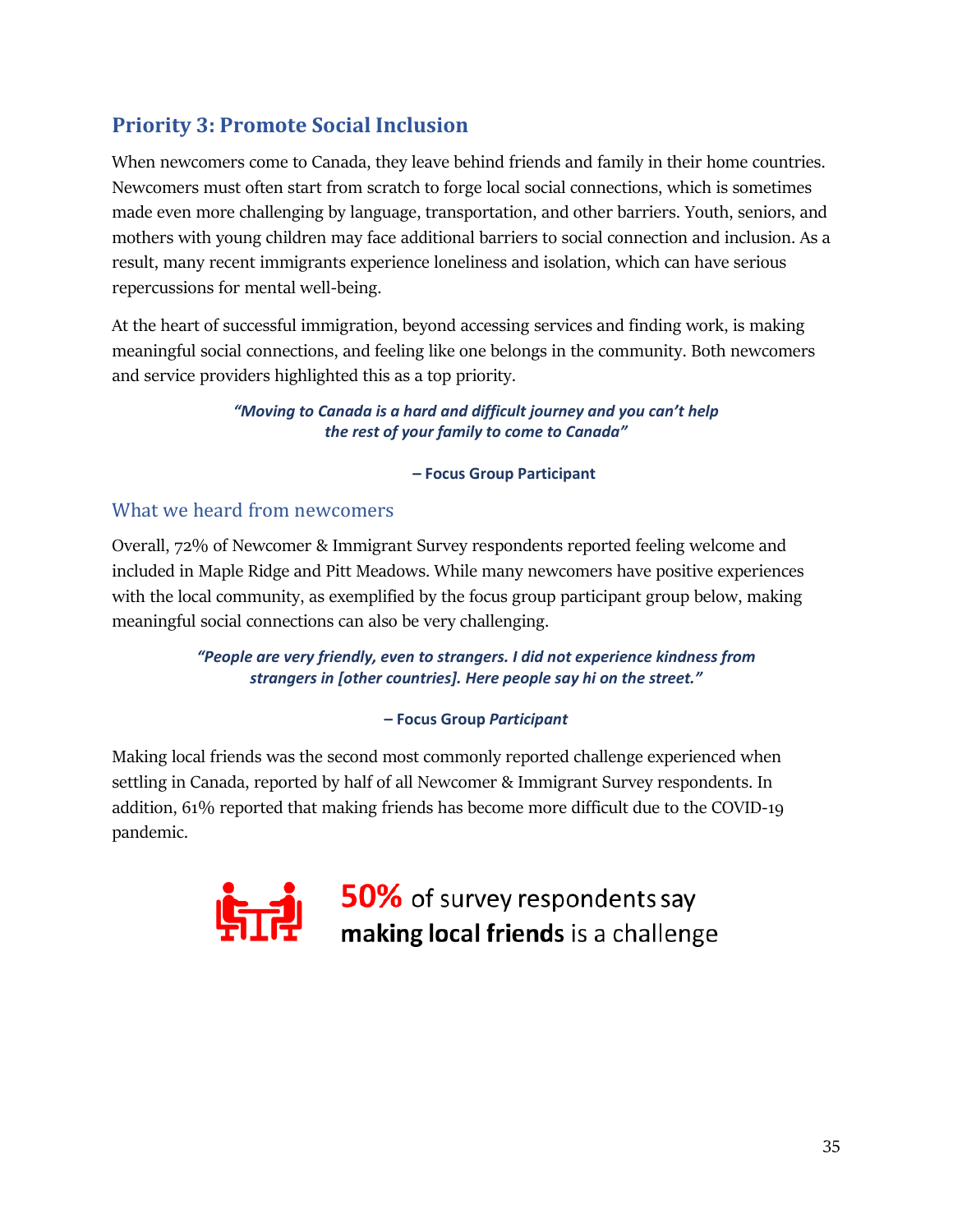## Priority 3: Promote Social Inclusion

When newcomers come to Canada, they leave behind friends and family in their home countries. Newcomers must often start from scratch to forge local social connections, which is sometimes made even more challenging by language, transportation, and other barriers. Youth, seniors, and mothers with young children may face additional barriers to social connection and inclusion. As a result, many recent immigrants experience loneliness and isolation, which can have serious repercussions for mental well-being.

At the heart of successful immigration, beyond accessing services and finding work, is making meaningful social connections, and feeling like one belongs in the community. Both newcomers and service providers highlighted this as a top priority.

> ***"Moving to Canada is a hard and difficult journey and you can't help the rest of your family to come to Canada"***
>
> **– Focus Group Participant**

### What we heard from newcomers

Overall, 72% of Newcomer & Immigrant Survey respondents reported feeling welcome and included in Maple Ridge and Pitt Meadows. While many newcomers have positive experiences with the local community, as exemplified by the focus group participant group below, making meaningful social connections can also be very challenging.

> ***"People are very friendly, even to strangers. I did not experience kindness from strangers in [other countries]. Here people say hi on the street."***
>
> **– Focus Group *Participant***

Making local friends was the second most commonly reported challenge experienced when settling in Canada, reported by half of all Newcomer & Immigrant Survey respondents. In addition, 61% reported that making friends has become more difficult due to the COVID-19 pandemic.

**50%** of survey respondents say **making local friends** is a challenge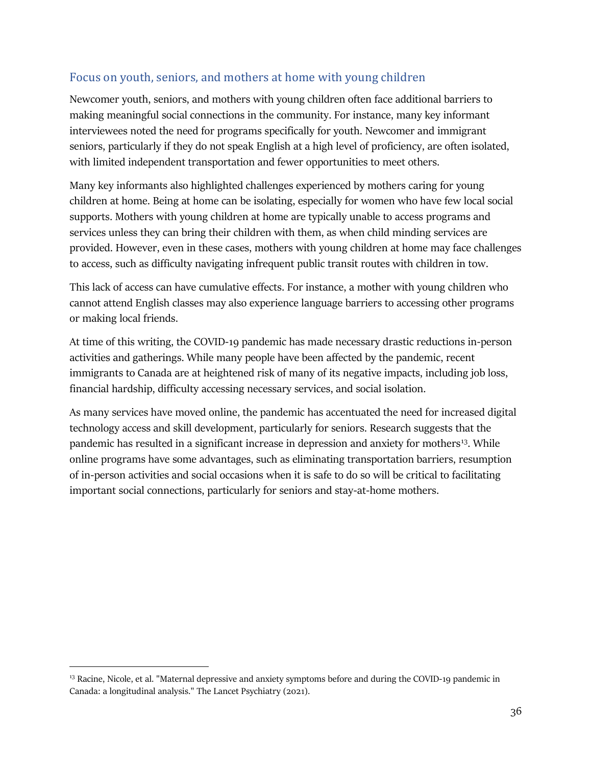## Focus on youth, seniors, and mothers at home with young children

Newcomer youth, seniors, and mothers with young children often face additional barriers to making meaningful social connections in the community. For instance, many key informant interviewees noted the need for programs specifically for youth. Newcomer and immigrant seniors, particularly if they do not speak English at a high level of proficiency, are often isolated, with limited independent transportation and fewer opportunities to meet others.

Many key informants also highlighted challenges experienced by mothers caring for young children at home. Being at home can be isolating, especially for women who have few local social supports. Mothers with young children at home are typically unable to access programs and services unless they can bring their children with them, as when child minding services are provided. However, even in these cases, mothers with young children at home may face challenges to access, such as difficulty navigating infrequent public transit routes with children in tow.

This lack of access can have cumulative effects. For instance, a mother with young children who cannot attend English classes may also experience language barriers to accessing other programs or making local friends.

At time of this writing, the COVID-19 pandemic has made necessary drastic reductions in-person activities and gatherings. While many people have been affected by the pandemic, recent immigrants to Canada are at heightened risk of many of its negative impacts, including job loss, financial hardship, difficulty accessing necessary services, and social isolation.

As many services have moved online, the pandemic has accentuated the need for increased digital technology access and skill development, particularly for seniors. Research suggests that the pandemic has resulted in a significant increase in depression and anxiety for mothers[13]. While online programs have some advantages, such as eliminating transportation barriers, resumption of in-person activities and social occasions when it is safe to do so will be critical to facilitating important social connections, particularly for seniors and stay-at-home mothers.

---

[13] Racine, Nicole, et al. "Maternal depressive and anxiety symptoms before and during the COVID-19 pandemic in Canada: a longitudinal analysis." The Lancet Psychiatry (2021).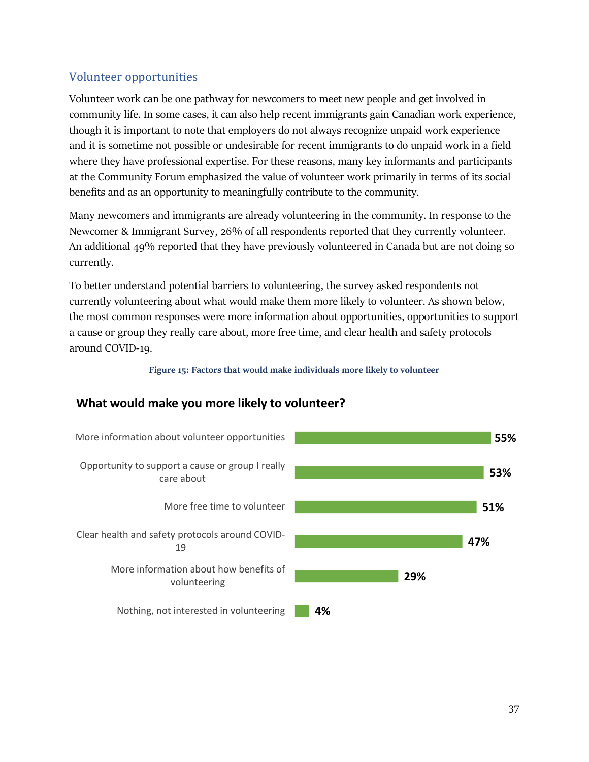## Volunteer opportunities

Volunteer work can be one pathway for newcomers to meet new people and get involved in community life. In some cases, it can also help recent immigrants gain Canadian work experience, though it is important to note that employers do not always recognize unpaid work experience and it is sometime not possible or undesirable for recent immigrants to do unpaid work in a field where they have professional expertise. For these reasons, many key informants and participants at the Community Forum emphasized the value of volunteer work primarily in terms of its social benefits and as an opportunity to meaningfully contribute to the community.

Many newcomers and immigrants are already volunteering in the community. In response to the Newcomer & Immigrant Survey, 26% of all respondents reported that they currently volunteer. An additional 49% reported that they have previously volunteered in Canada but are not doing so currently.

To better understand potential barriers to volunteering, the survey asked respondents not currently volunteering about what would make them more likely to volunteer. As shown below, the most common responses were more information about opportunities, opportunities to support a cause or group they really care about, more free time, and clear health and safety protocols around COVID-19.

**Figure 15: Factors that would make individuals more likely to volunteer**

**What would make you more likely to volunteer?**

| Response | Percentage |
|---|---|
| More information about volunteer opportunities | 55% |
| Opportunity to support a cause or group I really care about | 53% |
| More free time to volunteer | 51% |
| Clear health and safety protocols around COVID-19 | 47% |
| More information about how benefits of volunteering | 29% |
| Nothing, not interested in volunteering | 4% |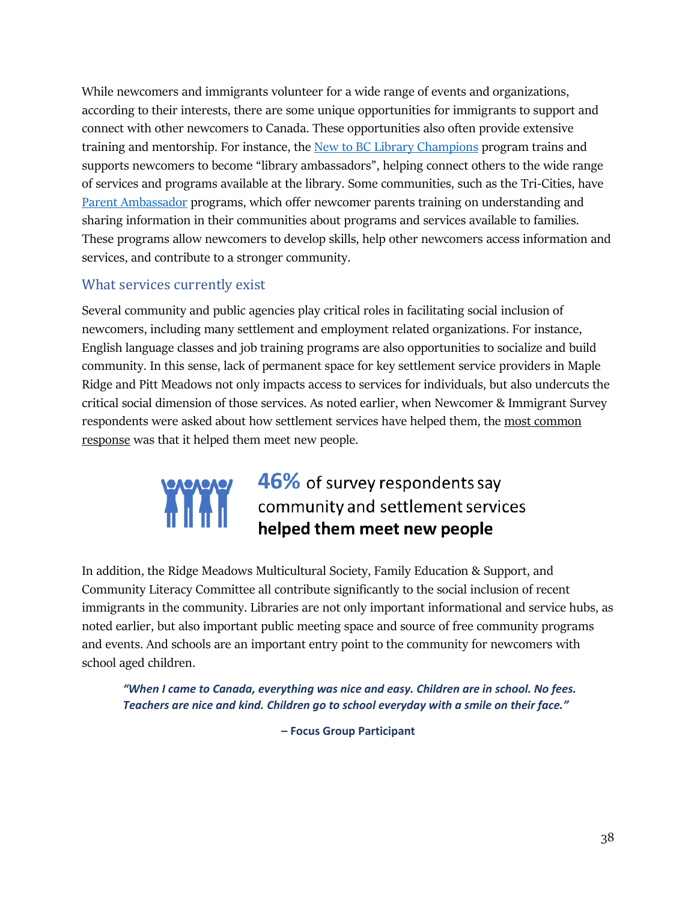While newcomers and immigrants volunteer for a wide range of events and organizations, according to their interests, there are some unique opportunities for immigrants to support and connect with other newcomers to Canada. These opportunities also often provide extensive training and mentorship. For instance, the New to BC Library Champions program trains and supports newcomers to become "library ambassadors", helping connect others to the wide range of services and programs available at the library. Some communities, such as the Tri-Cities, have Parent Ambassador programs, which offer newcomer parents training on understanding and sharing information in their communities about programs and services available to families. These programs allow newcomers to develop skills, help other newcomers access information and services, and contribute to a stronger community.

## What services currently exist

Several community and public agencies play critical roles in facilitating social inclusion of newcomers, including many settlement and employment related organizations. For instance, English language classes and job training programs are also opportunities to socialize and build community. In this sense, lack of permanent space for key settlement service providers in Maple Ridge and Pitt Meadows not only impacts access to services for individuals, but also undercuts the critical social dimension of those services. As noted earlier, when Newcomer & Immigrant Survey respondents were asked about how settlement services have helped them, the most common response was that it helped them meet new people.

**46%** of survey respondents say community and settlement services **helped them meet new people**

In addition, the Ridge Meadows Multicultural Society, Family Education & Support, and Community Literacy Committee all contribute significantly to the social inclusion of recent immigrants in the community. Libraries are not only important informational and service hubs, as noted earlier, but also important public meeting space and source of free community programs and events. And schools are an important entry point to the community for newcomers with school aged children.

> ***"When I came to Canada, everything was nice and easy. Children are in school. No fees. Teachers are nice and kind. Children go to school everyday with a smile on their face."***
>
> **– Focus Group Participant**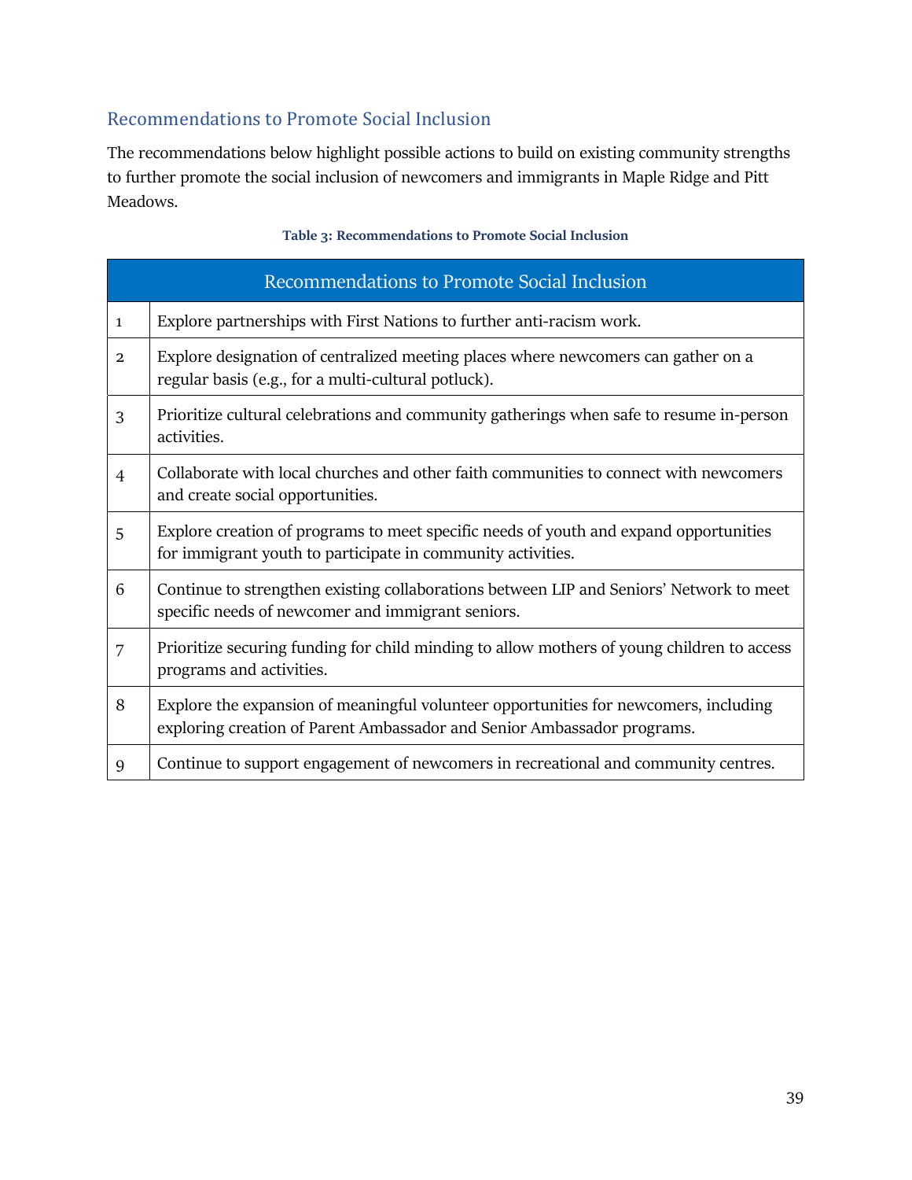## Recommendations to Promote Social Inclusion

The recommendations below highlight possible actions to build on existing community strengths to further promote the social inclusion of newcomers and immigrants in Maple Ridge and Pitt Meadows.

**Table 3: Recommendations to Promote Social Inclusion**

| | Recommendations to Promote Social Inclusion |
|---|---|
| 1 | Explore partnerships with First Nations to further anti-racism work. |
| 2 | Explore designation of centralized meeting places where newcomers can gather on a regular basis (e.g., for a multi-cultural potluck). |
| 3 | Prioritize cultural celebrations and community gatherings when safe to resume in-person activities. |
| 4 | Collaborate with local churches and other faith communities to connect with newcomers and create social opportunities. |
| 5 | Explore creation of programs to meet specific needs of youth and expand opportunities for immigrant youth to participate in community activities. |
| 6 | Continue to strengthen existing collaborations between LIP and Seniors' Network to meet specific needs of newcomer and immigrant seniors. |
| 7 | Prioritize securing funding for child minding to allow mothers of young children to access programs and activities. |
| 8 | Explore the expansion of meaningful volunteer opportunities for newcomers, including exploring creation of Parent Ambassador and Senior Ambassador programs. |
| 9 | Continue to support engagement of newcomers in recreational and community centres. |